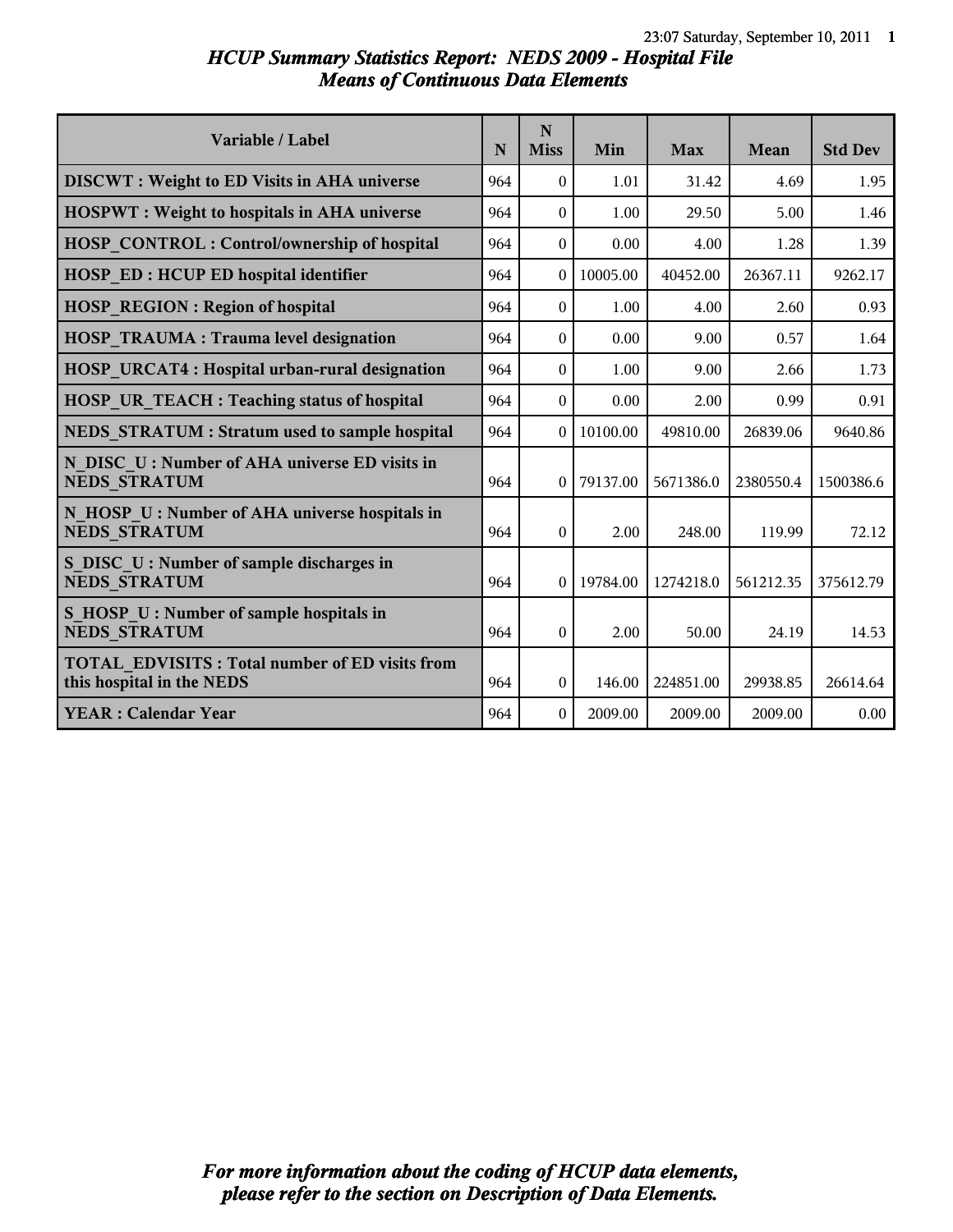# HCUP Summary Statistics Report: NEDS 2009 - Hospital File
## Means of Continuous Data Elements

| Variable / Label | N | N Miss | Min | Max | Mean | Std Dev |
|---|---|---|---|---|---|---|
| **DISCWT : Weight to ED Visits in AHA universe** | 964 | 0 | 1.01 | 31.42 | 4.69 | 1.95 |
| **HOSPWT : Weight to hospitals in AHA universe** | 964 | 0 | 1.00 | 29.50 | 5.00 | 1.46 |
| **HOSP_CONTROL : Control/ownership of hospital** | 964 | 0 | 0.00 | 4.00 | 1.28 | 1.39 |
| **HOSP_ED : HCUP ED hospital identifier** | 964 | 0 | 10005.00 | 40452.00 | 26367.11 | 9262.17 |
| **HOSP_REGION : Region of hospital** | 964 | 0 | 1.00 | 4.00 | 2.60 | 0.93 |
| **HOSP_TRAUMA : Trauma level designation** | 964 | 0 | 0.00 | 9.00 | 0.57 | 1.64 |
| **HOSP_URCAT4 : Hospital urban-rural designation** | 964 | 0 | 1.00 | 9.00 | 2.66 | 1.73 |
| **HOSP_UR_TEACH : Teaching status of hospital** | 964 | 0 | 0.00 | 2.00 | 0.99 | 0.91 |
| **NEDS_STRATUM : Stratum used to sample hospital** | 964 | 0 | 10100.00 | 49810.00 | 26839.06 | 9640.86 |
| **N_DISC_U : Number of AHA universe ED visits in NEDS_STRATUM** | 964 | 0 | 79137.00 | 5671386.0 | 2380550.4 | 1500386.6 |
| **N_HOSP_U : Number of AHA universe hospitals in NEDS_STRATUM** | 964 | 0 | 2.00 | 248.00 | 119.99 | 72.12 |
| **S_DISC_U : Number of sample discharges in NEDS_STRATUM** | 964 | 0 | 19784.00 | 1274218.0 | 561212.35 | 375612.79 |
| **S_HOSP_U : Number of sample hospitals in NEDS_STRATUM** | 964 | 0 | 2.00 | 50.00 | 24.19 | 14.53 |
| **TOTAL_EDVISITS : Total number of ED visits from this hospital in the NEDS** | 964 | 0 | 146.00 | 224851.00 | 29938.85 | 26614.64 |
| **YEAR : Calendar Year** | 964 | 0 | 2009.00 | 2009.00 | 2009.00 | 0.00 |

*For more information about the coding of HCUP data elements, please refer to the section on Description of Data Elements.*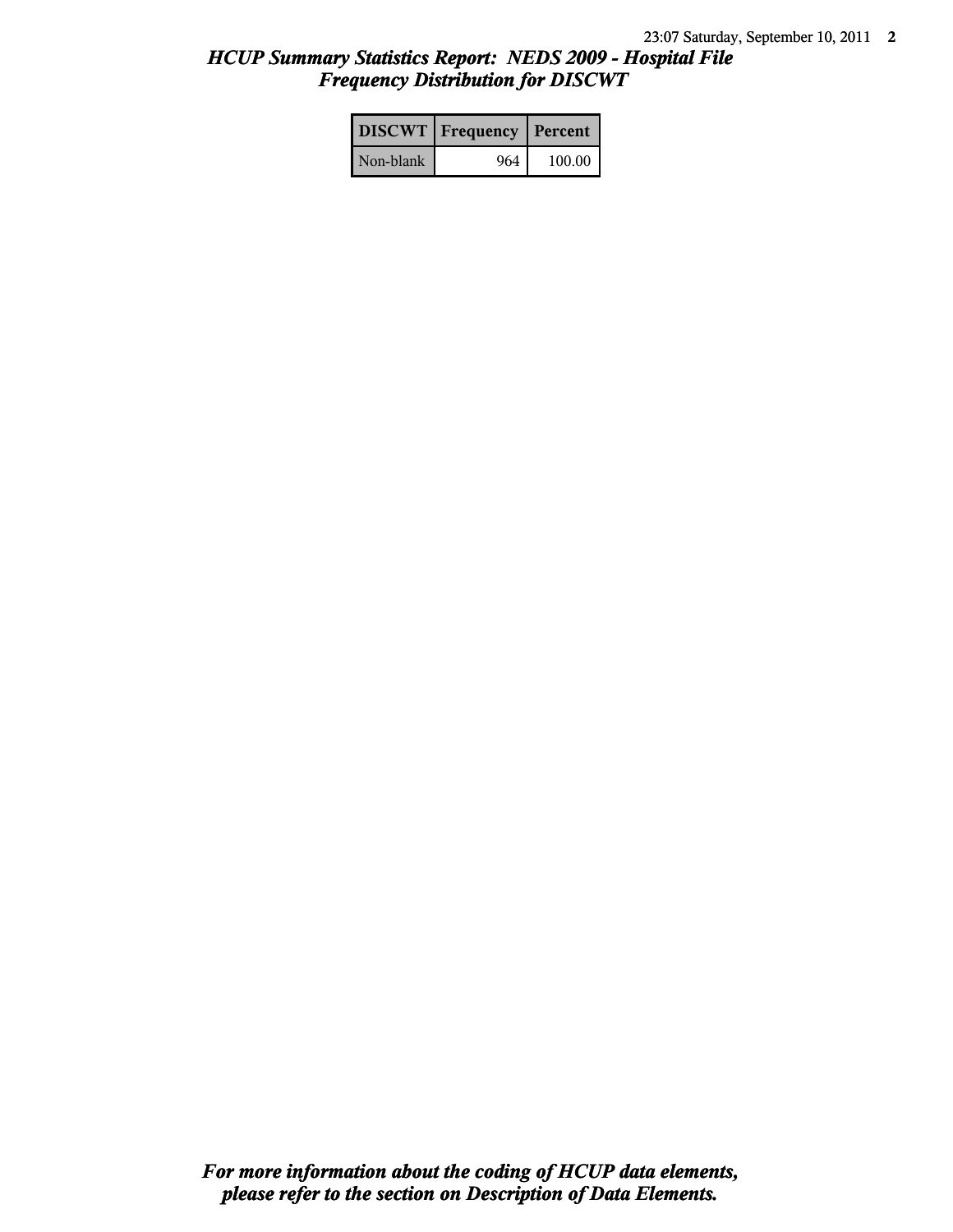## *HCUP Summary Statistics Report: NEDS 2009 - Hospital File*
## *Frequency Distribution for DISCWT*

| DISCWT | Frequency | Percent |
| --- | --- | --- |
| Non-blank | 964 | 100.00 |

***For more information about the coding of HCUP data elements, please refer to the section on Description of Data Elements.***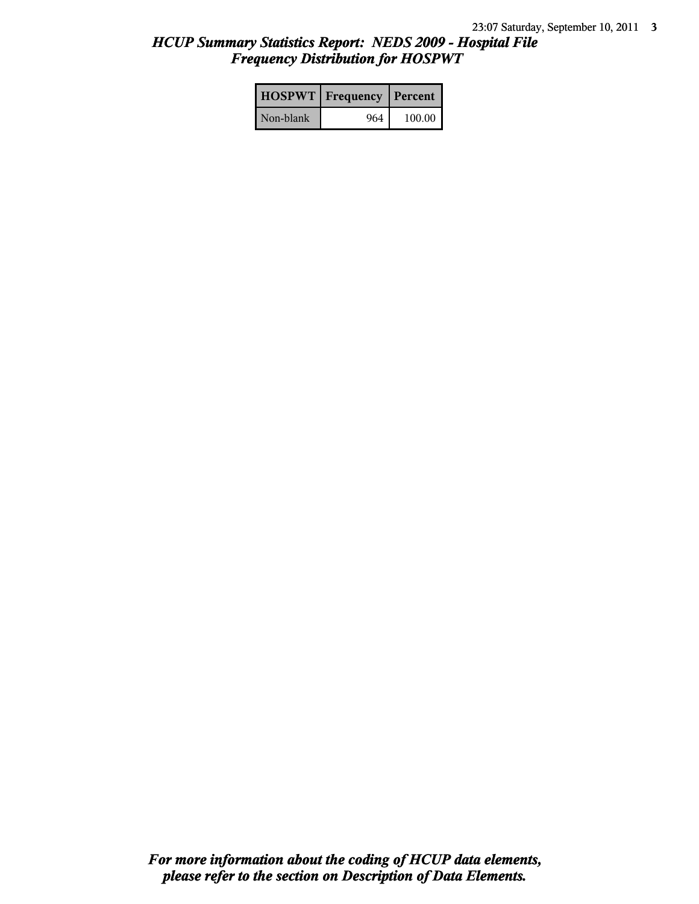# *HCUP Summary Statistics Report: NEDS 2009 - Hospital File*
## *Frequency Distribution for HOSPWT*

| HOSPWT | Frequency | Percent |
|---|---|---|
| Non-blank | 964 | 100.00 |

***For more information about the coding of HCUP data elements, please refer to the section on Description of Data Elements.***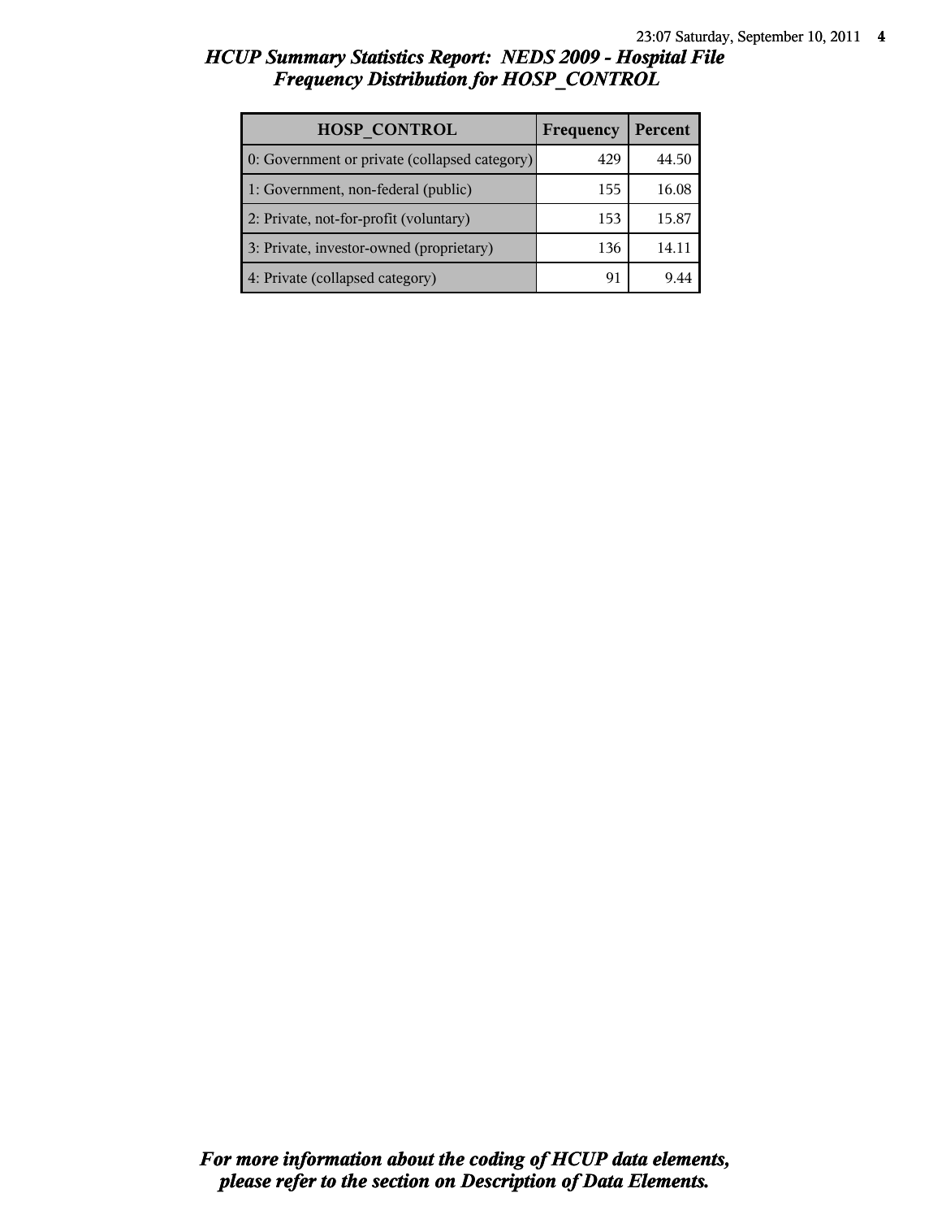# HCUP Summary Statistics Report: NEDS 2009 - Hospital File
## Frequency Distribution for HOSP_CONTROL

| HOSP_CONTROL | Frequency | Percent |
|---|---|---|
| 0: Government or private (collapsed category) | 429 | 44.50 |
| 1: Government, non-federal (public) | 155 | 16.08 |
| 2: Private, not-for-profit (voluntary) | 153 | 15.87 |
| 3: Private, investor-owned (proprietary) | 136 | 14.11 |
| 4: Private (collapsed category) | 91 | 9.44 |

*For more information about the coding of HCUP data elements, please refer to the section on Description of Data Elements.*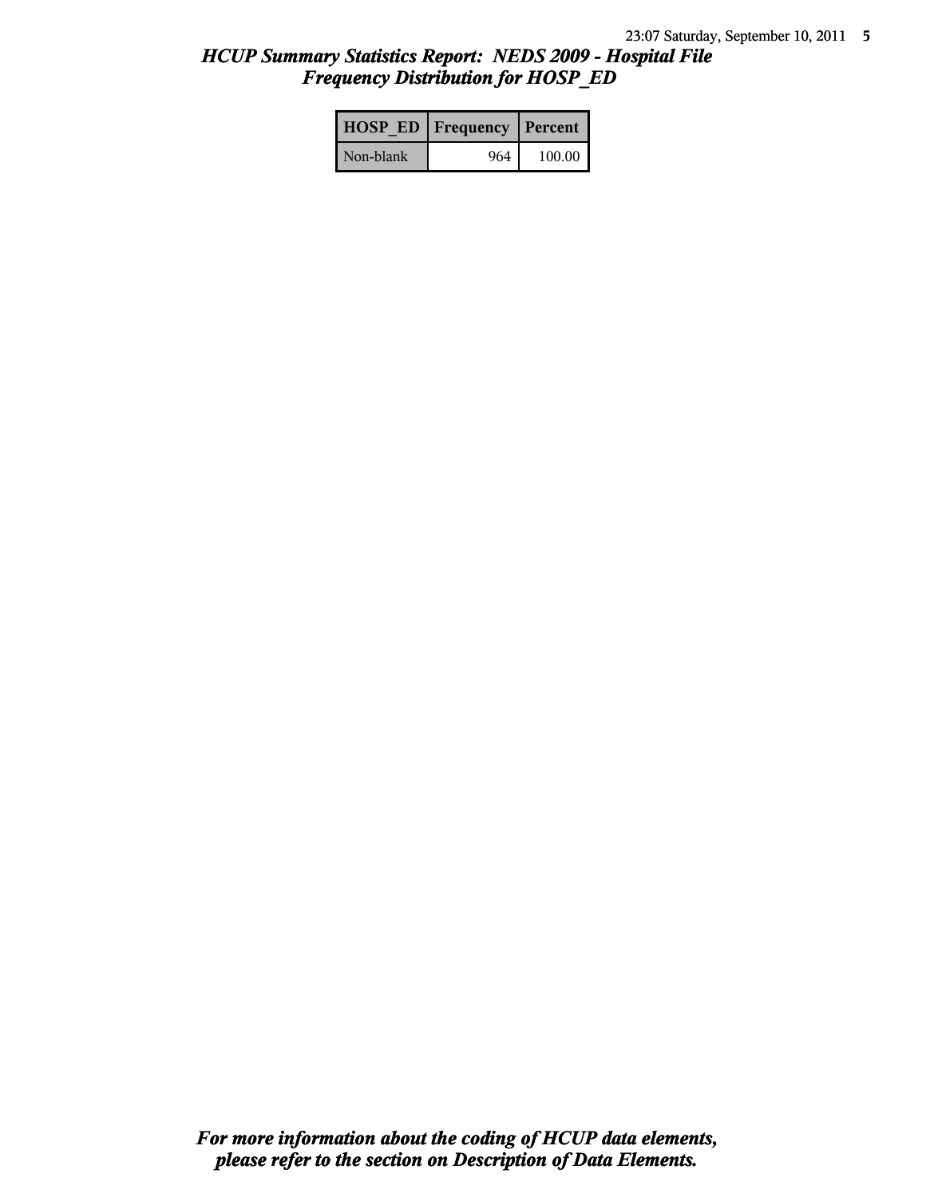# *HCUP Summary Statistics Report: NEDS 2009 - Hospital File*
## *Frequency Distribution for HOSP_ED*

| HOSP_ED | Frequency | Percent |
|---|---|---|
| Non-blank | 964 | 100.00 |

***For more information about the coding of HCUP data elements, please refer to the section on Description of Data Elements.***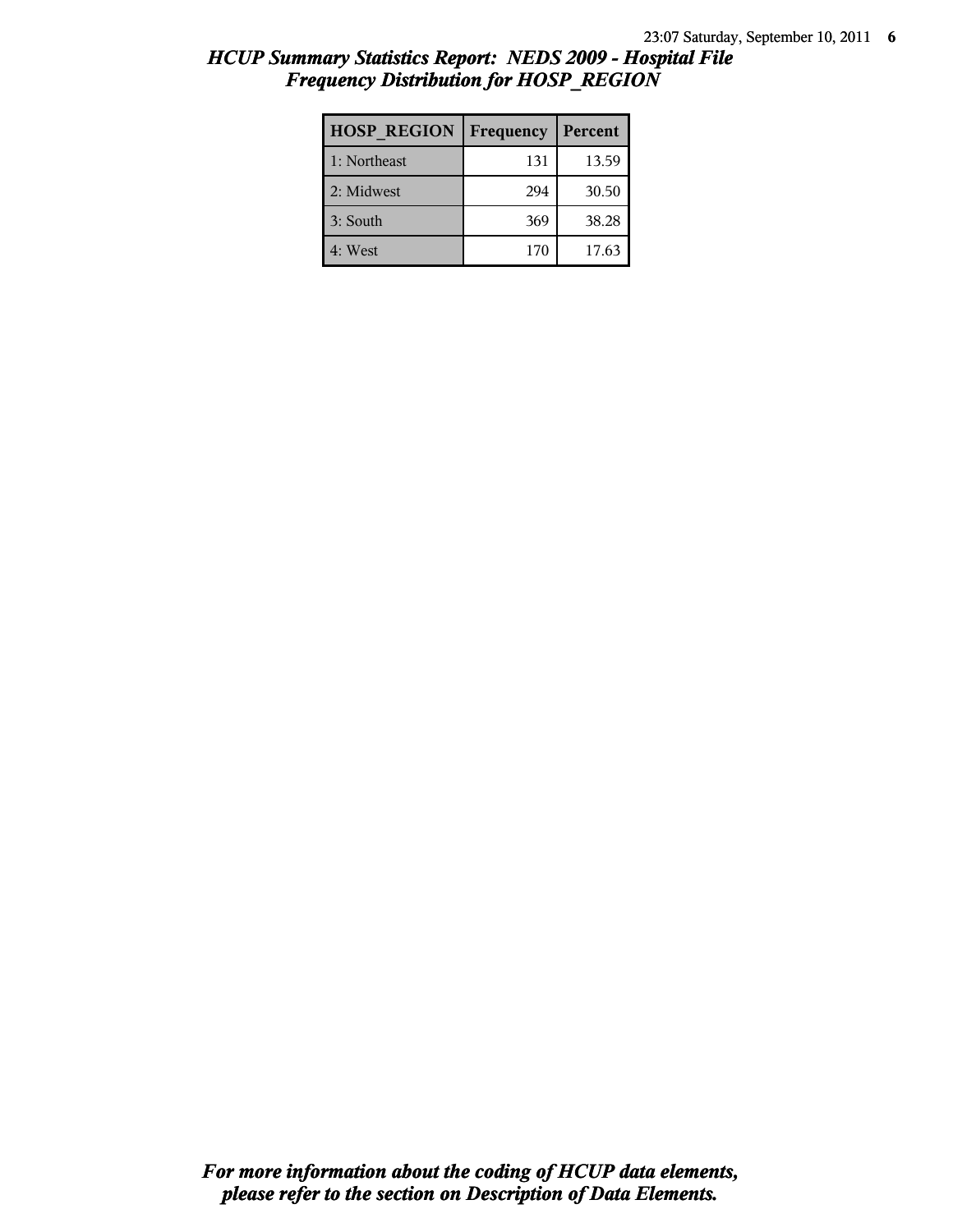# *HCUP Summary Statistics Report: NEDS 2009 - Hospital File*
## *Frequency Distribution for HOSP_REGION*

| HOSP_REGION | Frequency | Percent |
|---|---|---|
| 1: Northeast | 131 | 13.59 |
| 2: Midwest | 294 | 30.50 |
| 3: South | 369 | 38.28 |
| 4: West | 170 | 17.63 |

***For more information about the coding of HCUP data elements, please refer to the section on Description of Data Elements.***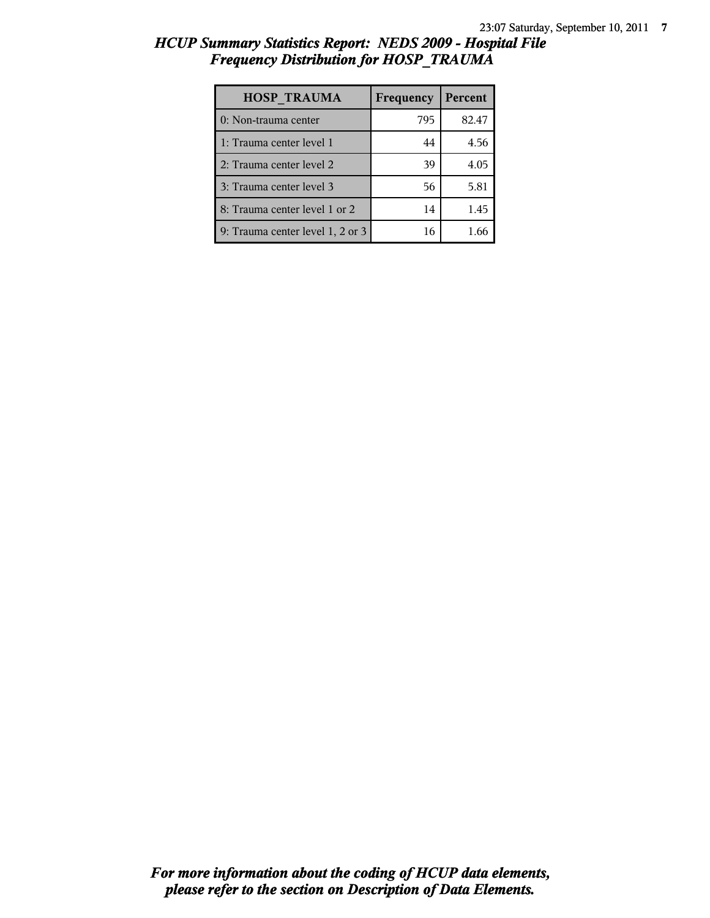## *HCUP Summary Statistics Report: NEDS 2009 - Hospital File*
## *Frequency Distribution for HOSP_TRAUMA*

| HOSP_TRAUMA | Frequency | Percent |
|---|---|---|
| 0: Non-trauma center | 795 | 82.47 |
| 1: Trauma center level 1 | 44 | 4.56 |
| 2: Trauma center level 2 | 39 | 4.05 |
| 3: Trauma center level 3 | 56 | 5.81 |
| 8: Trauma center level 1 or 2 | 14 | 1.45 |
| 9: Trauma center level 1, 2 or 3 | 16 | 1.66 |

***For more information about the coding of HCUP data elements, please refer to the section on Description of Data Elements.***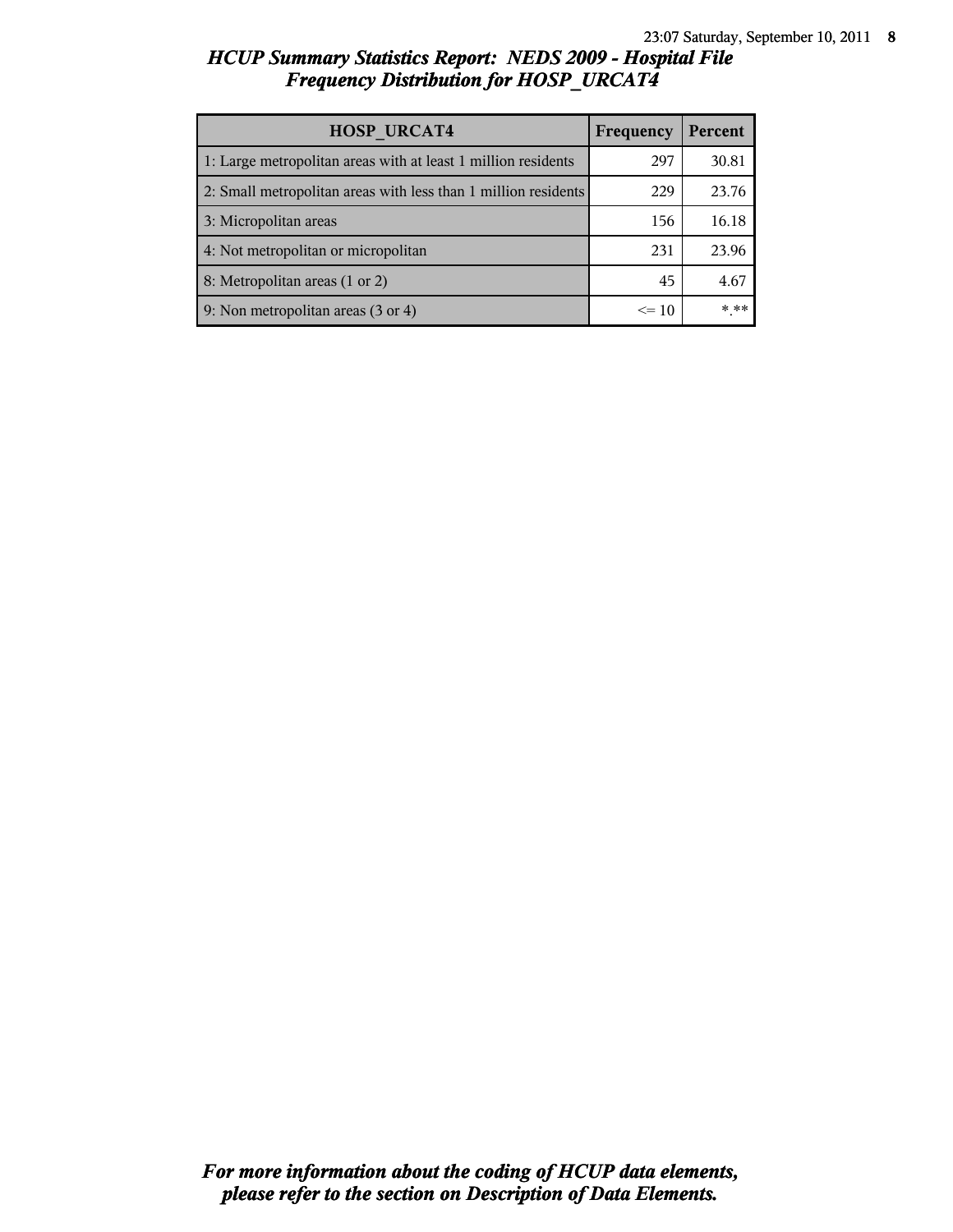# *HCUP Summary Statistics Report: NEDS 2009 - Hospital File*
## *Frequency Distribution for HOSP_URCAT4*

| HOSP_URCAT4 | Frequency | Percent |
|---|---|---|
| 1: Large metropolitan areas with at least 1 million residents | 297 | 30.81 |
| 2: Small metropolitan areas with less than 1 million residents | 229 | 23.76 |
| 3: Micropolitan areas | 156 | 16.18 |
| 4: Not metropolitan or micropolitan | 231 | 23.96 |
| 8: Metropolitan areas (1 or 2) | 45 | 4.67 |
| 9: Non metropolitan areas (3 or 4) | <= 10 | *.** |

***For more information about the coding of HCUP data elements, please refer to the section on Description of Data Elements.***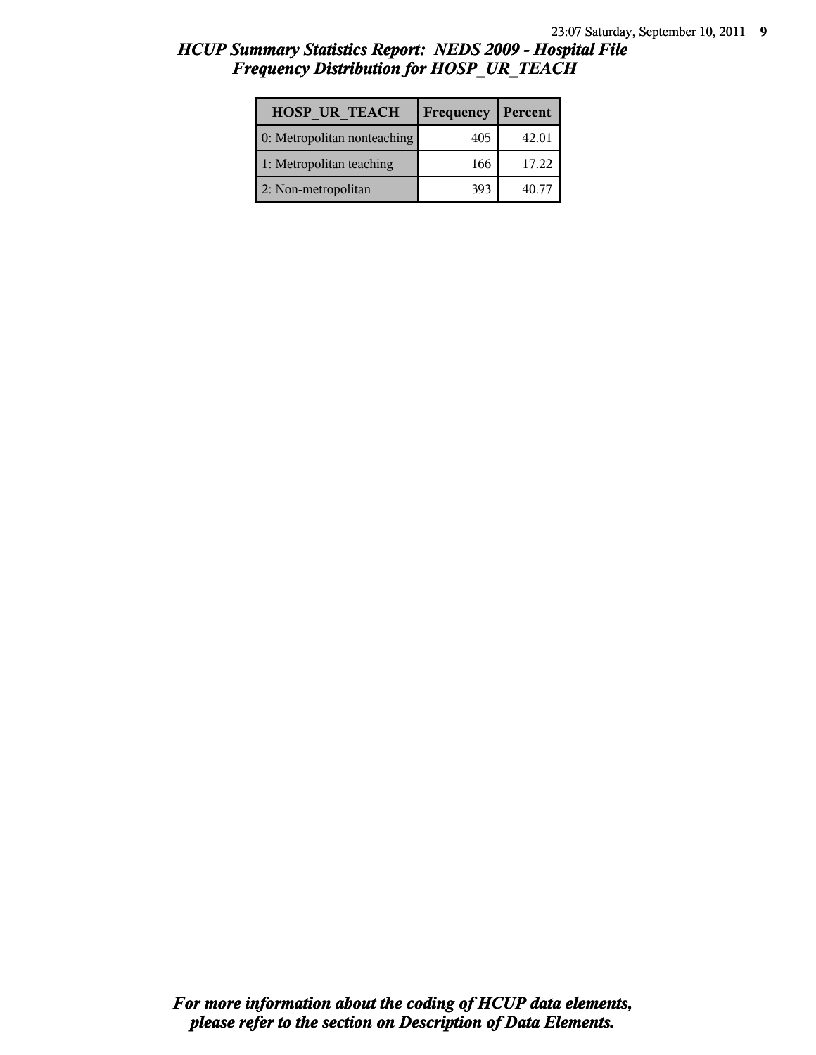# *HCUP Summary Statistics Report: NEDS 2009 - Hospital File*
## *Frequency Distribution for HOSP_UR_TEACH*

| HOSP_UR_TEACH | Frequency | Percent |
|---|---|---|
| 0: Metropolitan nonteaching | 405 | 42.01 |
| 1: Metropolitan teaching | 166 | 17.22 |
| 2: Non-metropolitan | 393 | 40.77 |

***For more information about the coding of HCUP data elements, please refer to the section on Description of Data Elements.***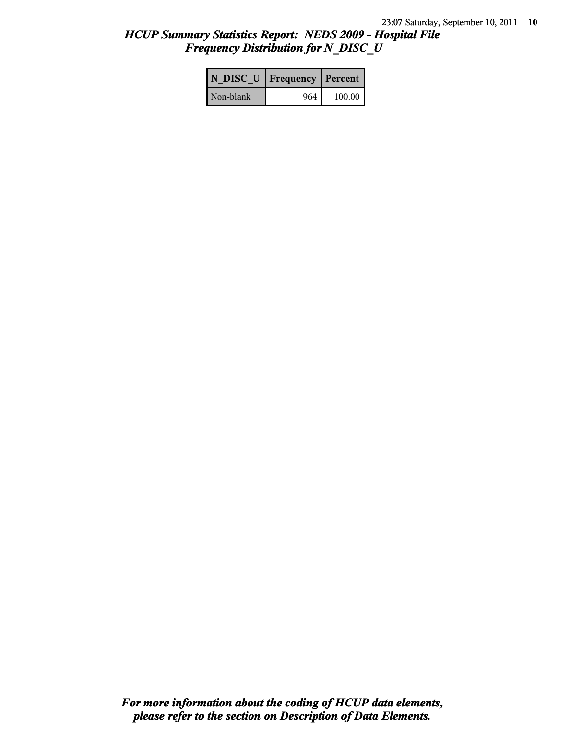## *HCUP Summary Statistics Report: NEDS 2009 - Hospital File*
## *Frequency Distribution for N_DISC_U*

| N_DISC_U | Frequency | Percent |
|---|---|---|
| Non-blank | 964 | 100.00 |

***For more information about the coding of HCUP data elements, please refer to the section on Description of Data Elements.***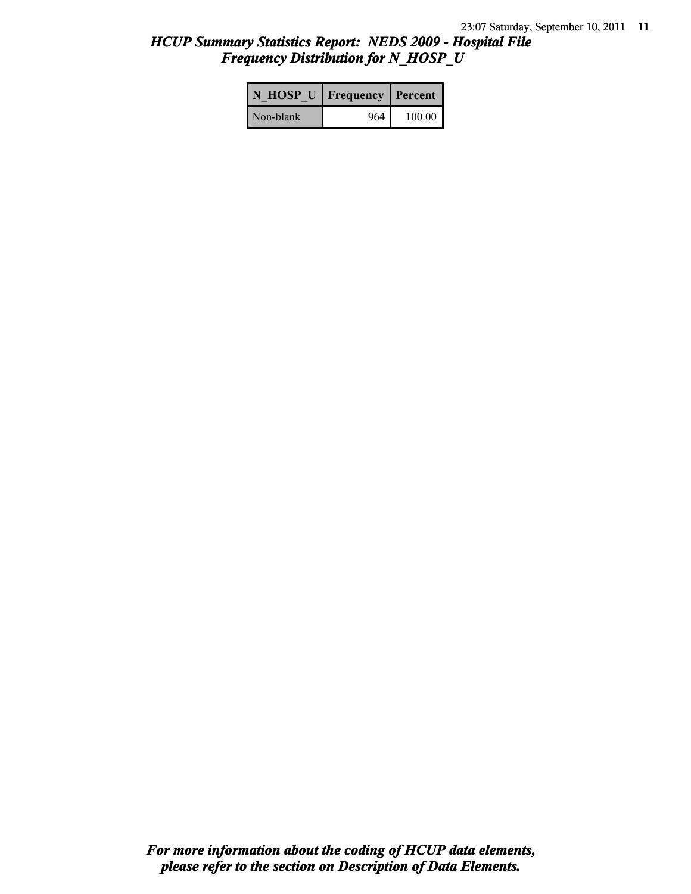# *HCUP Summary Statistics Report: NEDS 2009 - Hospital File*
## *Frequency Distribution for N_HOSP_U*

| N_HOSP_U | Frequency | Percent |
| --- | --- | --- |
| Non-blank | 964 | 100.00 |

***For more information about the coding of HCUP data elements, please refer to the section on Description of Data Elements.***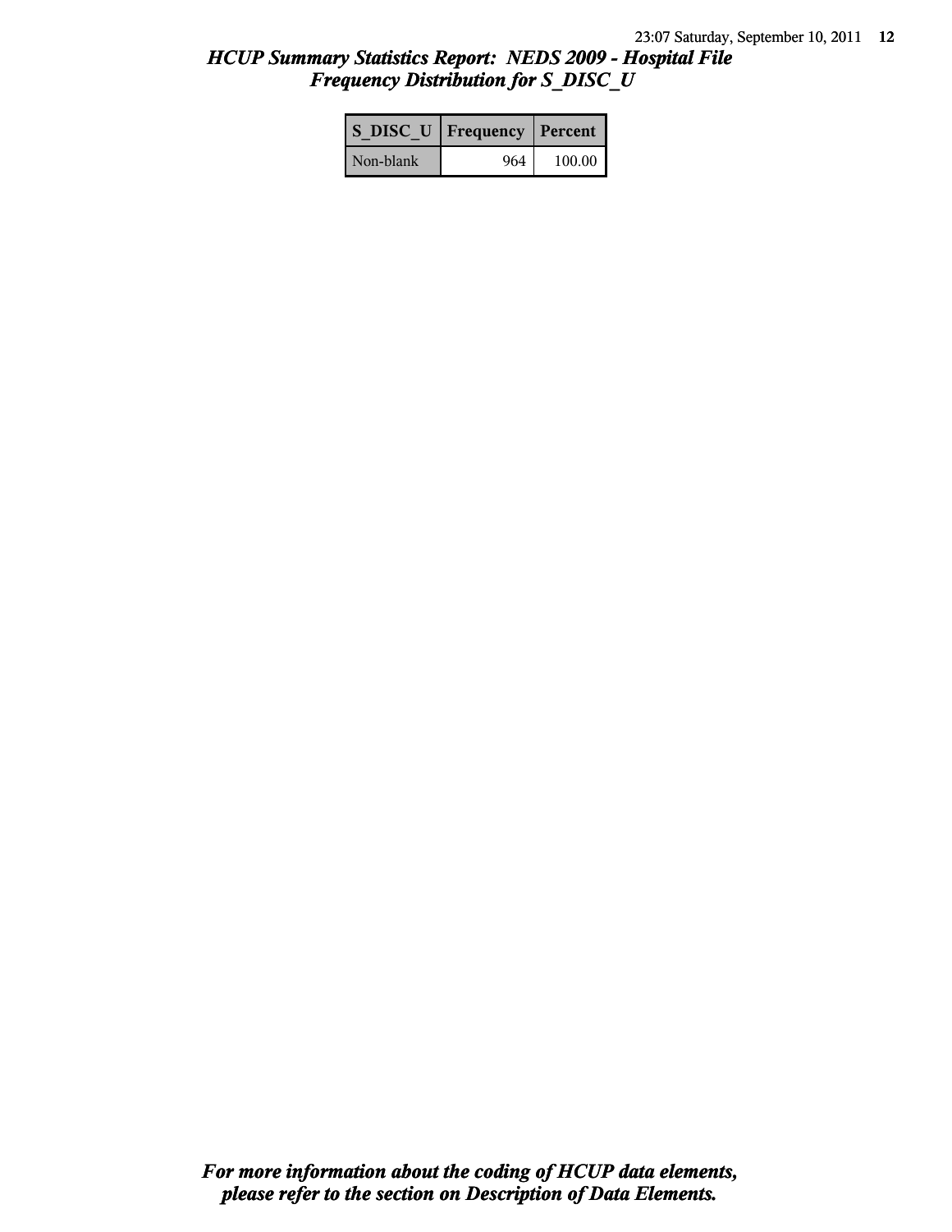# HCUP Summary Statistics Report: NEDS 2009 - Hospital File
## Frequency Distribution for S_DISC_U

| S_DISC_U | Frequency | Percent |
|---|---|---|
| Non-blank | 964 | 100.00 |

*For more information about the coding of HCUP data elements, please refer to the section on Description of Data Elements.*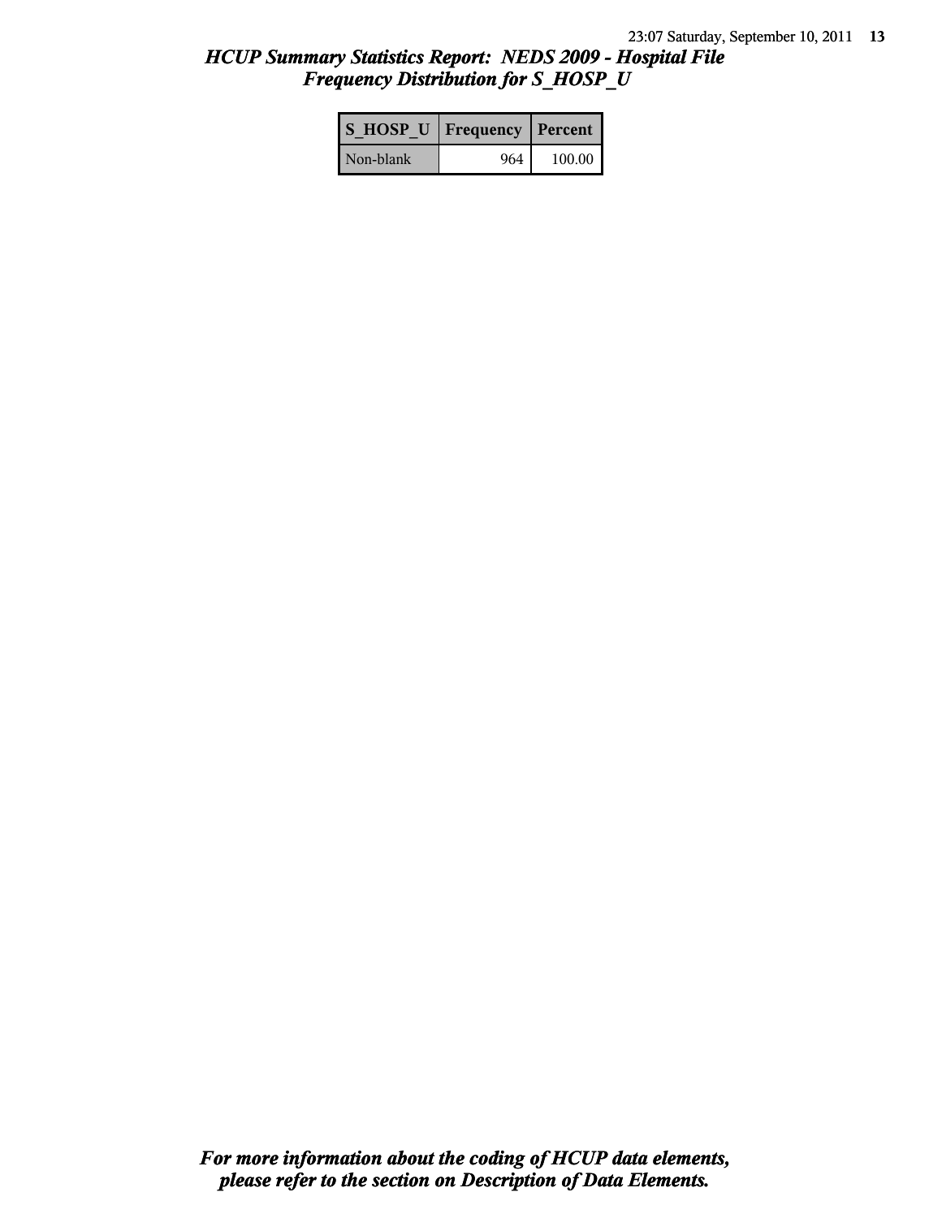## *HCUP Summary Statistics Report: NEDS 2009 - Hospital File*
## *Frequency Distribution for S_HOSP_U*

| S_HOSP_U | Frequency | Percent |
| --- | --- | --- |
| Non-blank | 964 | 100.00 |

***For more information about the coding of HCUP data elements, please refer to the section on Description of Data Elements.***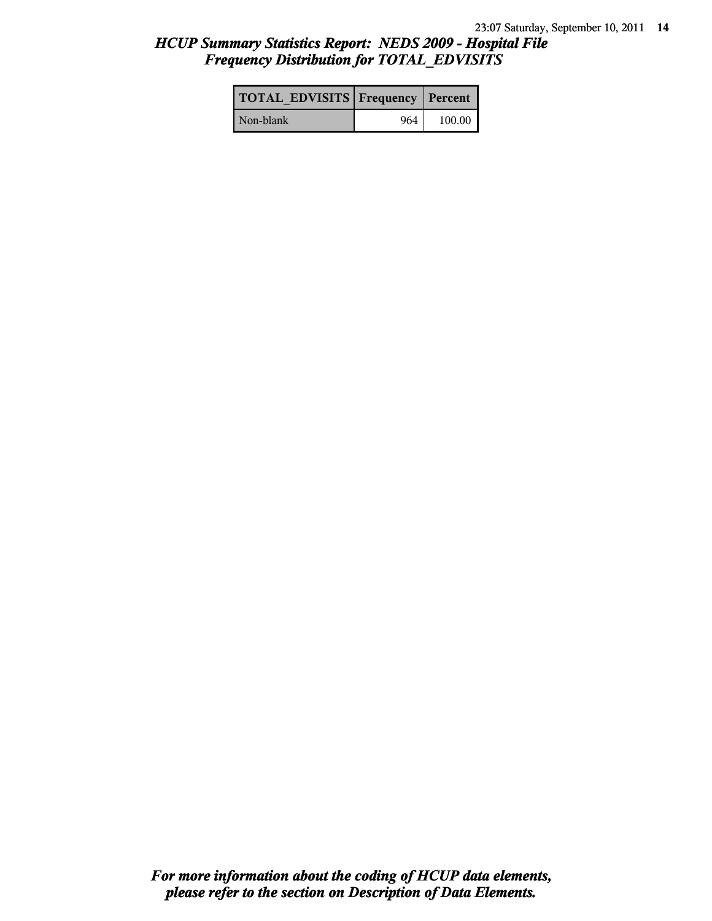# HCUP Summary Statistics Report: NEDS 2009 - Hospital File
## Frequency Distribution for TOTAL_EDVISITS

| TOTAL_EDVISITS | Frequency | Percent |
|---|---|---|
| Non-blank | 964 | 100.00 |

*For more information about the coding of HCUP data elements, please refer to the section on Description of Data Elements.*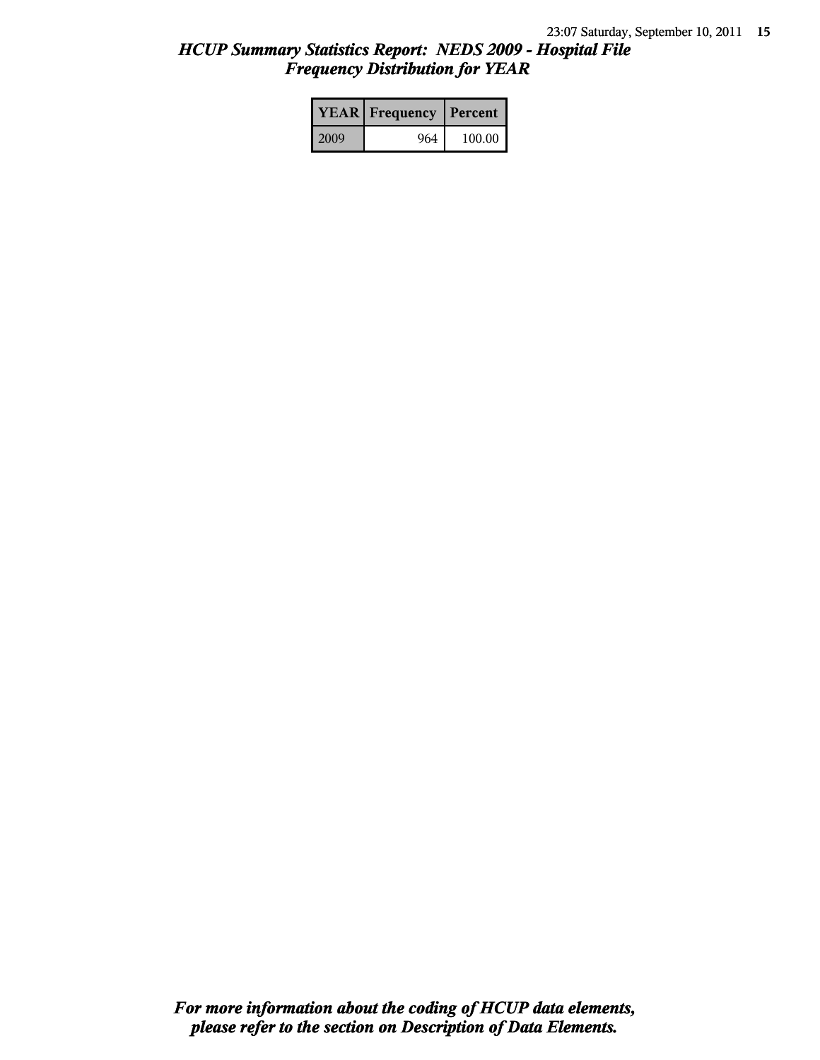# *HCUP Summary Statistics Report: NEDS 2009 - Hospital File*
## *Frequency Distribution for YEAR*

| YEAR | Frequency | Percent |
|---|---|---|
| 2009 | 964 | 100.00 |

***For more information about the coding of HCUP data elements, please refer to the section on Description of Data Elements.***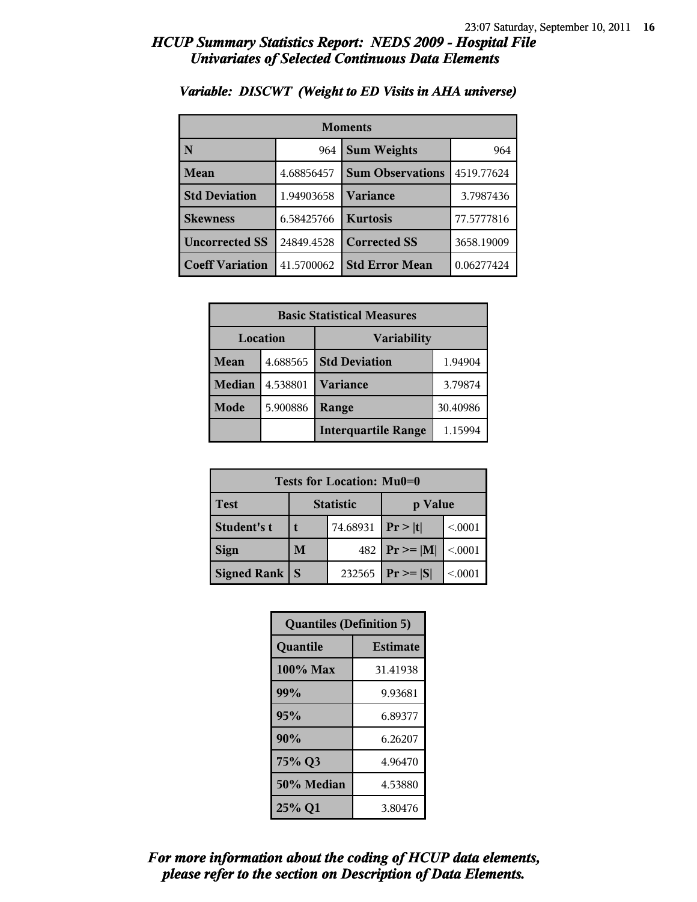# HCUP Summary Statistics Report: NEDS 2009 - Hospital File
## Univariates of Selected Continuous Data Elements

### Variable: DISCWT (Weight to ED Visits in AHA universe)

| Moments | | | |
|---|---|---|---|
| N | 964 | Sum Weights | 964 |
| Mean | 4.68856457 | Sum Observations | 4519.77624 |
| Std Deviation | 1.94903658 | Variance | 3.7987436 |
| Skewness | 6.58425766 | Kurtosis | 77.5777816 |
| Uncorrected SS | 24849.4528 | Corrected SS | 3658.19009 |
| Coeff Variation | 41.5700062 | Std Error Mean | 0.06277424 |

| Basic Statistical Measures | | | |
|---|---|---|---|
| Location | | Variability | |
| Mean | 4.688565 | Std Deviation | 1.94904 |
| Median | 4.538801 | Variance | 3.79874 |
| Mode | 5.900886 | Range | 30.40986 |
| | | Interquartile Range | 1.15994 |

| Tests for Location: Mu0=0 | | | | |
|---|---|---|---|---|
| Test | Statistic | | p Value | |
| Student's t | t | 74.68931 | Pr > \|t\| | <.0001 |
| Sign | M | 482 | Pr >= \|M\| | <.0001 |
| Signed Rank | S | 232565 | Pr >= \|S\| | <.0001 |

| Quantiles (Definition 5) | |
|---|---|
| Quantile | Estimate |
| 100% Max | 31.41938 |
| 99% | 9.93681 |
| 95% | 6.89377 |
| 90% | 6.26207 |
| 75% Q3 | 4.96470 |
| 50% Median | 4.53880 |
| 25% Q1 | 3.80476 |

*For more information about the coding of HCUP data elements, please refer to the section on Description of Data Elements.*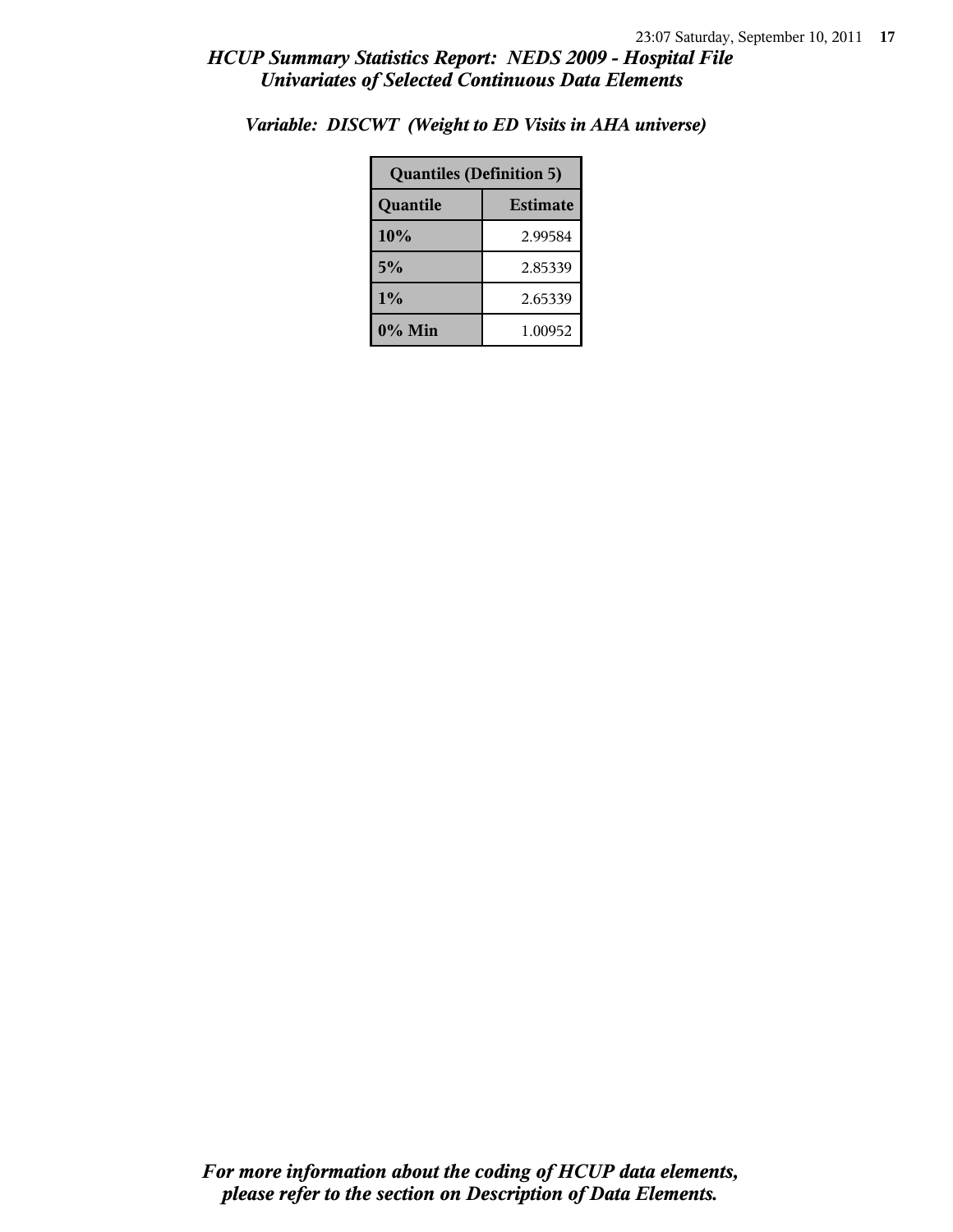## HCUP Summary Statistics Report: NEDS 2009 - Hospital File
## Univariates of Selected Continuous Data Elements

### Variable: DISCWT (Weight to ED Visits in AHA universe)

| Quantiles (Definition 5) | |
|---|---|
| **Quantile** | **Estimate** |
| 10% | 2.99584 |
| 5% | 2.85339 |
| 1% | 2.65339 |
| 0% Min | 1.00952 |

*For more information about the coding of HCUP data elements, please refer to the section on Description of Data Elements.*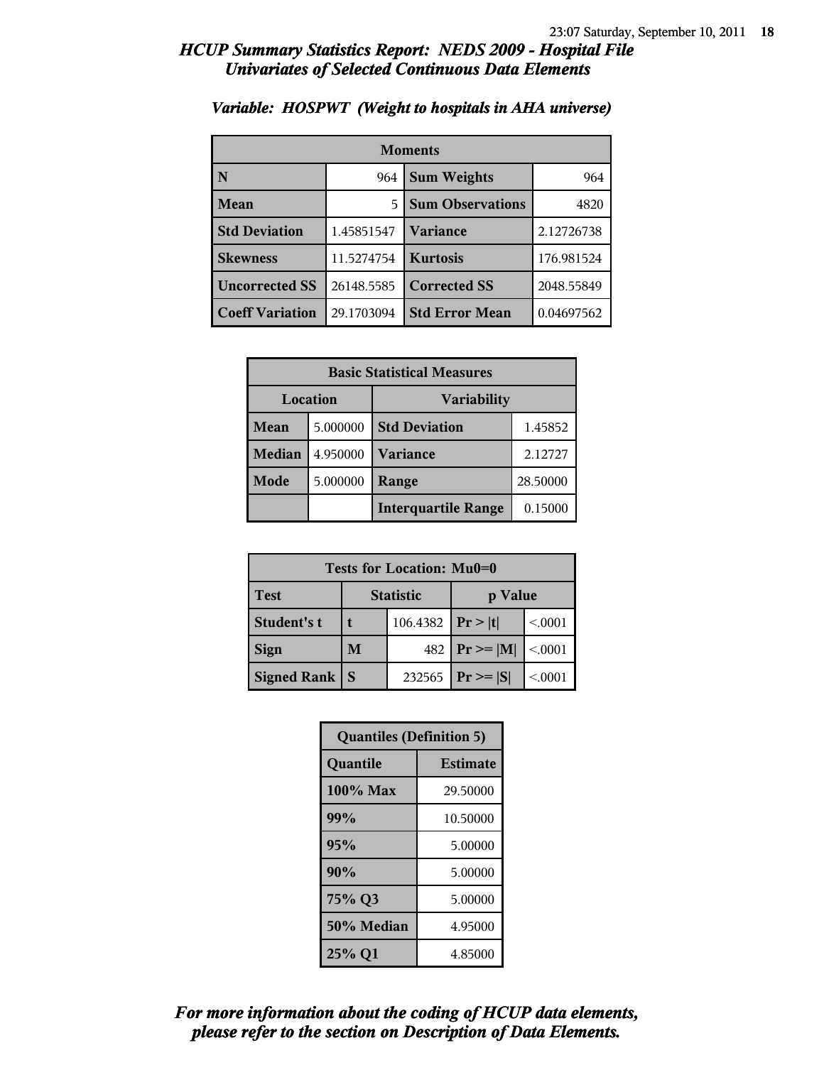# HCUP Summary Statistics Report: NEDS 2009 - Hospital File
## Univariates of Selected Continuous Data Elements

### Variable: HOSPWT (Weight to hospitals in AHA universe)

| Moments | | | |
|---|---|---|---|
| **N** | 964 | **Sum Weights** | 964 |
| **Mean** | 5 | **Sum Observations** | 4820 |
| **Std Deviation** | 1.45851547 | **Variance** | 2.12726738 |
| **Skewness** | 11.5274754 | **Kurtosis** | 176.981524 |
| **Uncorrected SS** | 26148.5585 | **Corrected SS** | 2048.55849 |
| **Coeff Variation** | 29.1703094 | **Std Error Mean** | 0.04697562 |

| Basic Statistical Measures | | | |
|---|---|---|---|
| **Location** | | **Variability** | |
| **Mean** | 5.000000 | **Std Deviation** | 1.45852 |
| **Median** | 4.950000 | **Variance** | 2.12727 |
| **Mode** | 5.000000 | **Range** | 28.50000 |
| | | **Interquartile Range** | 0.15000 |

| Tests for Location: Mu0=0 | | | | |
|---|---|---|---|---|
| **Test** | **Statistic** | | **p Value** | |
| **Student's t** | **t** | 106.4382 | **Pr > \|t\|** | <.0001 |
| **Sign** | **M** | 482 | **Pr >= \|M\|** | <.0001 |
| **Signed Rank** | **S** | 232565 | **Pr >= \|S\|** | <.0001 |

| Quantiles (Definition 5) | |
|---|---|
| **Quantile** | **Estimate** |
| **100% Max** | 29.50000 |
| **99%** | 10.50000 |
| **95%** | 5.00000 |
| **90%** | 5.00000 |
| **75% Q3** | 5.00000 |
| **50% Median** | 4.95000 |
| **25% Q1** | 4.85000 |

*For more information about the coding of HCUP data elements, please refer to the section on Description of Data Elements.*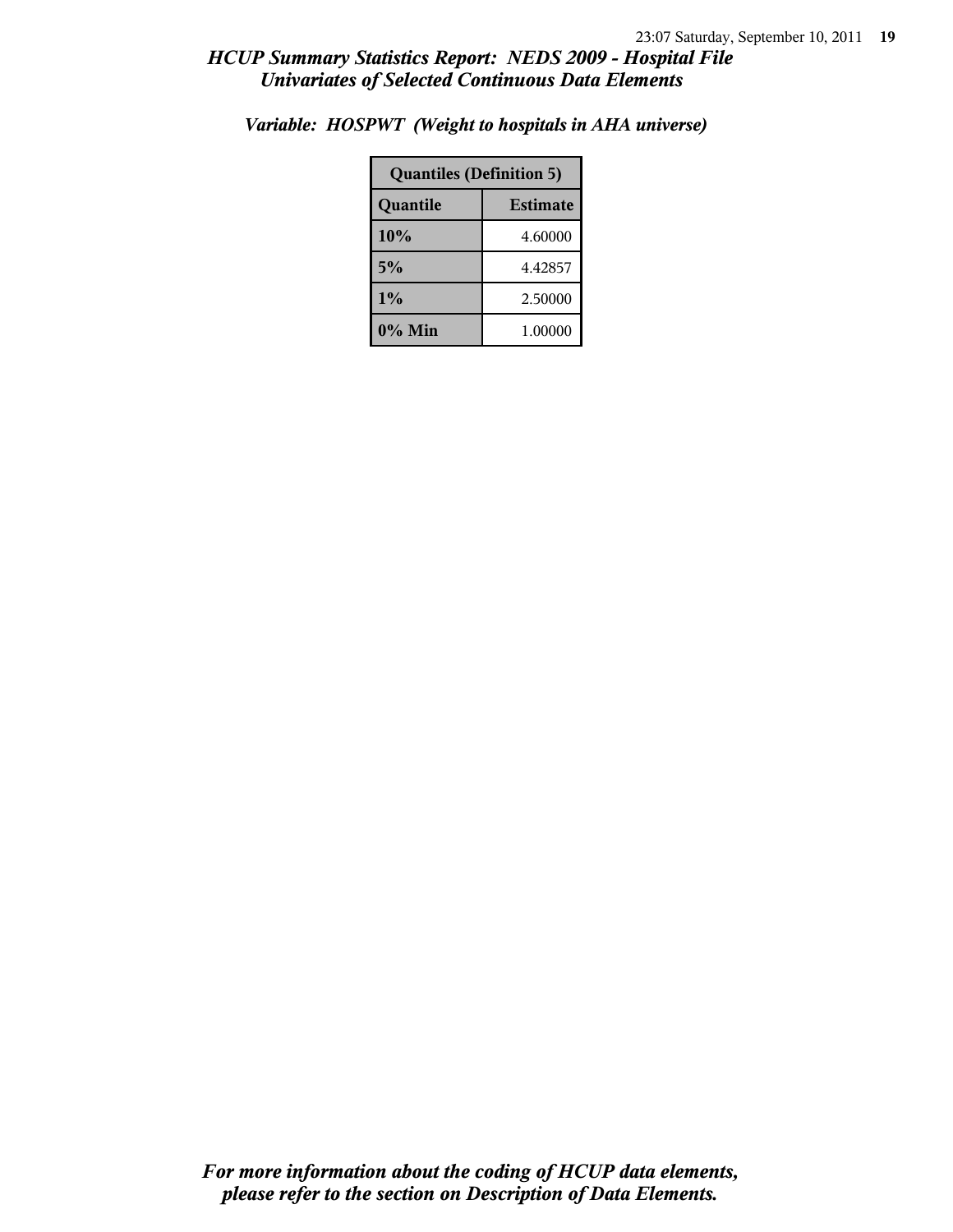## *HCUP Summary Statistics Report: NEDS 2009 - Hospital File*
## *Univariates of Selected Continuous Data Elements*

### *Variable: HOSPWT (Weight to hospitals in AHA universe)*

| Quantiles (Definition 5) | |
|---|---|
| **Quantile** | **Estimate** |
| **10%** | 4.60000 |
| **5%** | 4.42857 |
| **1%** | 2.50000 |
| **0% Min** | 1.00000 |

***For more information about the coding of HCUP data elements, please refer to the section on Description of Data Elements.***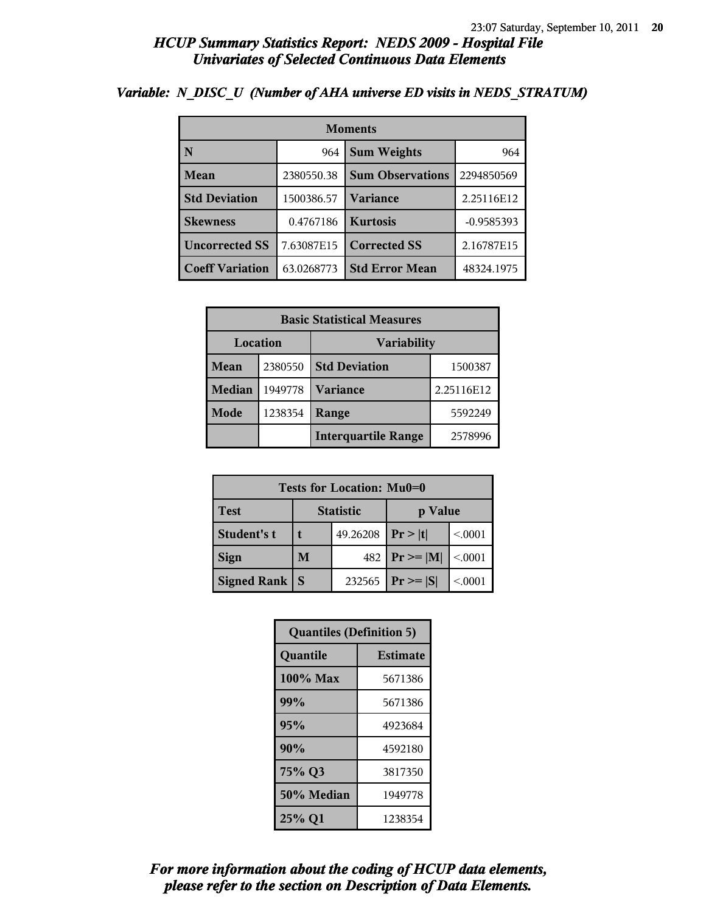## *HCUP Summary Statistics Report: NEDS 2009 - Hospital File*
## *Univariates of Selected Continuous Data Elements*

### *Variable: N_DISC_U (Number of AHA universe ED visits in NEDS_STRATUM)*

| Moments | | | |
|---|---|---|---|
| **N** | 964 | **Sum Weights** | 964 |
| **Mean** | 2380550.38 | **Sum Observations** | 2294850569 |
| **Std Deviation** | 1500386.57 | **Variance** | 2.25116E12 |
| **Skewness** | 0.4767186 | **Kurtosis** | -0.9585393 |
| **Uncorrected SS** | 7.63087E15 | **Corrected SS** | 2.16787E15 |
| **Coeff Variation** | 63.0268773 | **Std Error Mean** | 48324.1975 |

| Basic Statistical Measures | | | |
|---|---|---|---|
| **Location** | | **Variability** | |
| **Mean** | 2380550 | **Std Deviation** | 1500387 |
| **Median** | 1949778 | **Variance** | 2.25116E12 |
| **Mode** | 1238354 | **Range** | 5592249 |
| | | **Interquartile Range** | 2578996 |

| Tests for Location: Mu0=0 | | | | |
|---|---|---|---|---|
| **Test** | **Statistic** | | **p Value** | |
| **Student's t** | **t** | 49.26208 | **Pr > \|t\|** | <.0001 |
| **Sign** | **M** | 482 | **Pr >= \|M\|** | <.0001 |
| **Signed Rank** | **S** | 232565 | **Pr >= \|S\|** | <.0001 |

| Quantiles (Definition 5) | |
|---|---|
| **Quantile** | **Estimate** |
| **100% Max** | 5671386 |
| **99%** | 5671386 |
| **95%** | 4923684 |
| **90%** | 4592180 |
| **75% Q3** | 3817350 |
| **50% Median** | 1949778 |
| **25% Q1** | 1238354 |

***For more information about the coding of HCUP data elements, please refer to the section on Description of Data Elements.***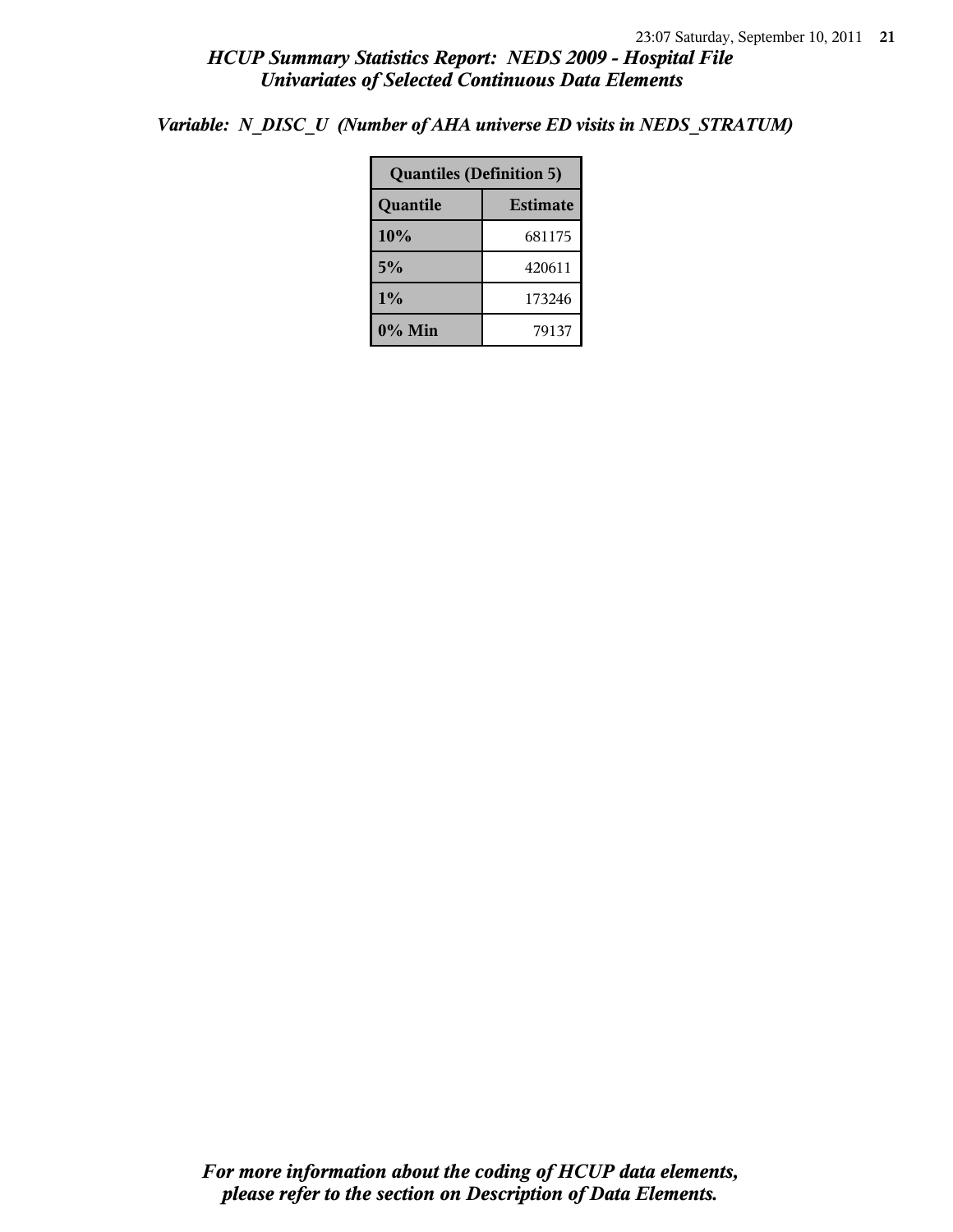*Variable: N_DISC_U (Number of AHA universe ED visits in NEDS_STRATUM)*

| Quantiles (Definition 5) | |
|---|---|
| **Quantile** | **Estimate** |
| **10%** | 681175 |
| **5%** | 420611 |
| **1%** | 173246 |
| **0% Min** | 79137 |

*For more information about the coding of HCUP data elements, please refer to the section on Description of Data Elements.*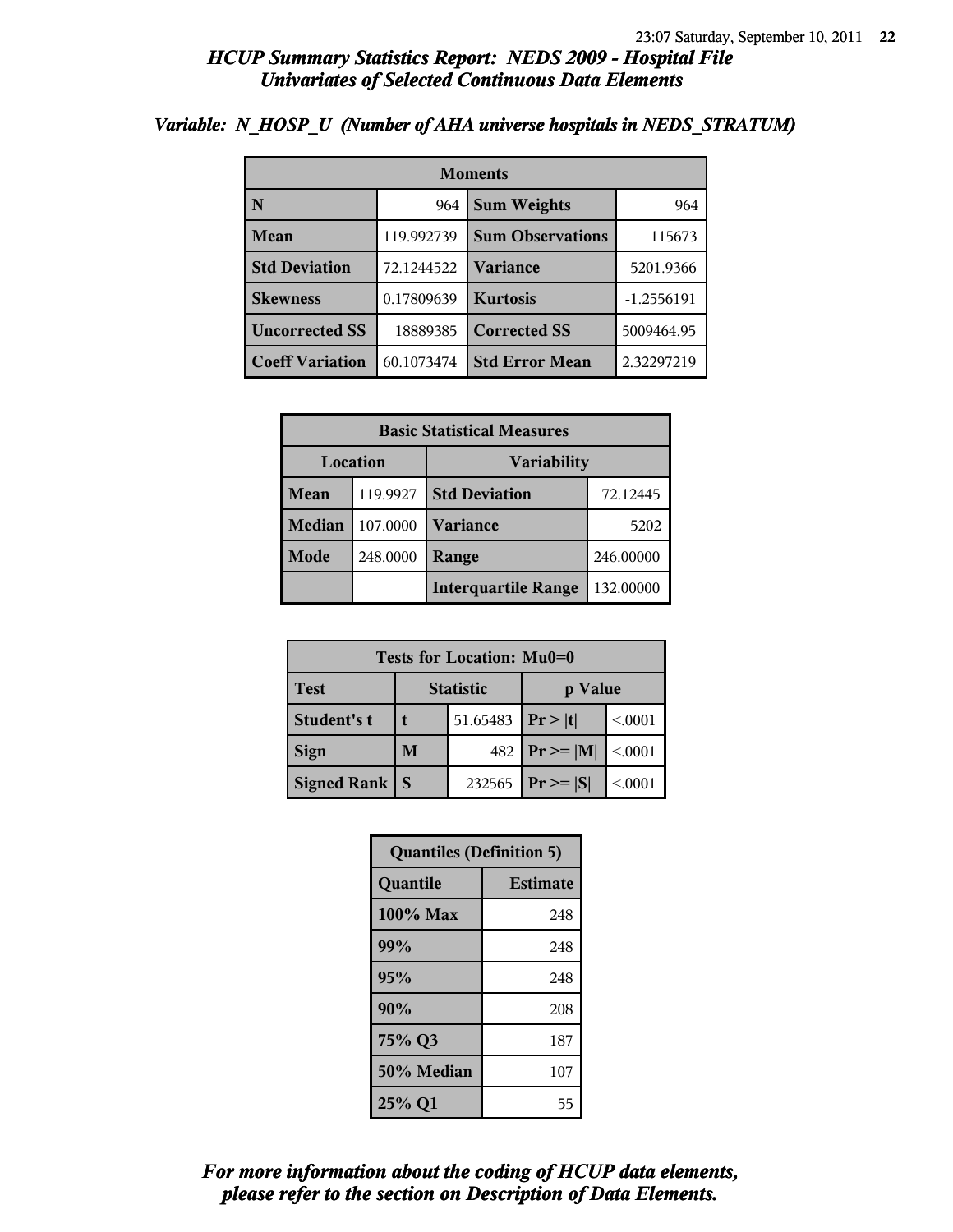## *HCUP Summary Statistics Report: NEDS 2009 - Hospital File*
## *Univariates of Selected Continuous Data Elements*

### *Variable: N_HOSP_U (Number of AHA universe hospitals in NEDS_STRATUM)*

| Moments | | | |
|---|---|---|---|
| **N** | 964 | **Sum Weights** | 964 |
| **Mean** | 119.992739 | **Sum Observations** | 115673 |
| **Std Deviation** | 72.1244522 | **Variance** | 5201.9366 |
| **Skewness** | 0.17809639 | **Kurtosis** | -1.2556191 |
| **Uncorrected SS** | 18889385 | **Corrected SS** | 5009464.95 |
| **Coeff Variation** | 60.1073474 | **Std Error Mean** | 2.32297219 |

| Basic Statistical Measures | | | |
|---|---|---|---|
| **Location** | | **Variability** | |
| **Mean** | 119.9927 | **Std Deviation** | 72.12445 |
| **Median** | 107.0000 | **Variance** | 5202 |
| **Mode** | 248.0000 | **Range** | 246.00000 |
| | | **Interquartile Range** | 132.00000 |

| Tests for Location: Mu0=0 | | | | |
|---|---|---|---|---|
| **Test** | **Statistic** | | **p Value** | |
| **Student's t** | **t** | 51.65483 | **Pr > \|t\|** | <.0001 |
| **Sign** | **M** | 482 | **Pr >= \|M\|** | <.0001 |
| **Signed Rank** | **S** | 232565 | **Pr >= \|S\|** | <.0001 |

| Quantiles (Definition 5) | |
|---|---|
| **Quantile** | **Estimate** |
| **100% Max** | 248 |
| **99%** | 248 |
| **95%** | 248 |
| **90%** | 208 |
| **75% Q3** | 187 |
| **50% Median** | 107 |
| **25% Q1** | 55 |

***For more information about the coding of HCUP data elements, please refer to the section on Description of Data Elements.***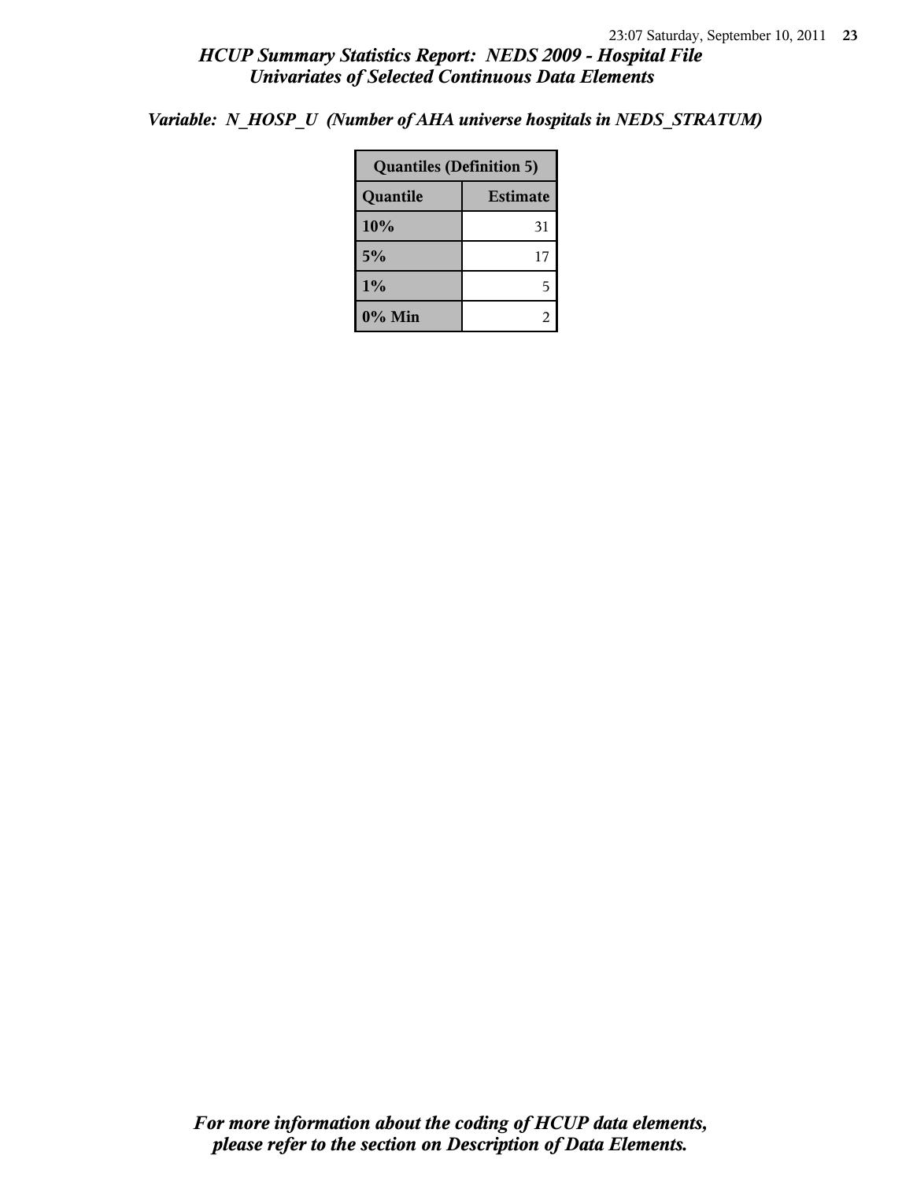*Variable: N_HOSP_U (Number of AHA universe hospitals in NEDS_STRATUM)*

| Quantiles (Definition 5) | |
|---|---|
| **Quantile** | **Estimate** |
| 10% | 31 |
| 5% | 17 |
| 1% | 5 |
| 0% Min | 2 |

***For more information about the coding of HCUP data elements, please refer to the section on Description of Data Elements.***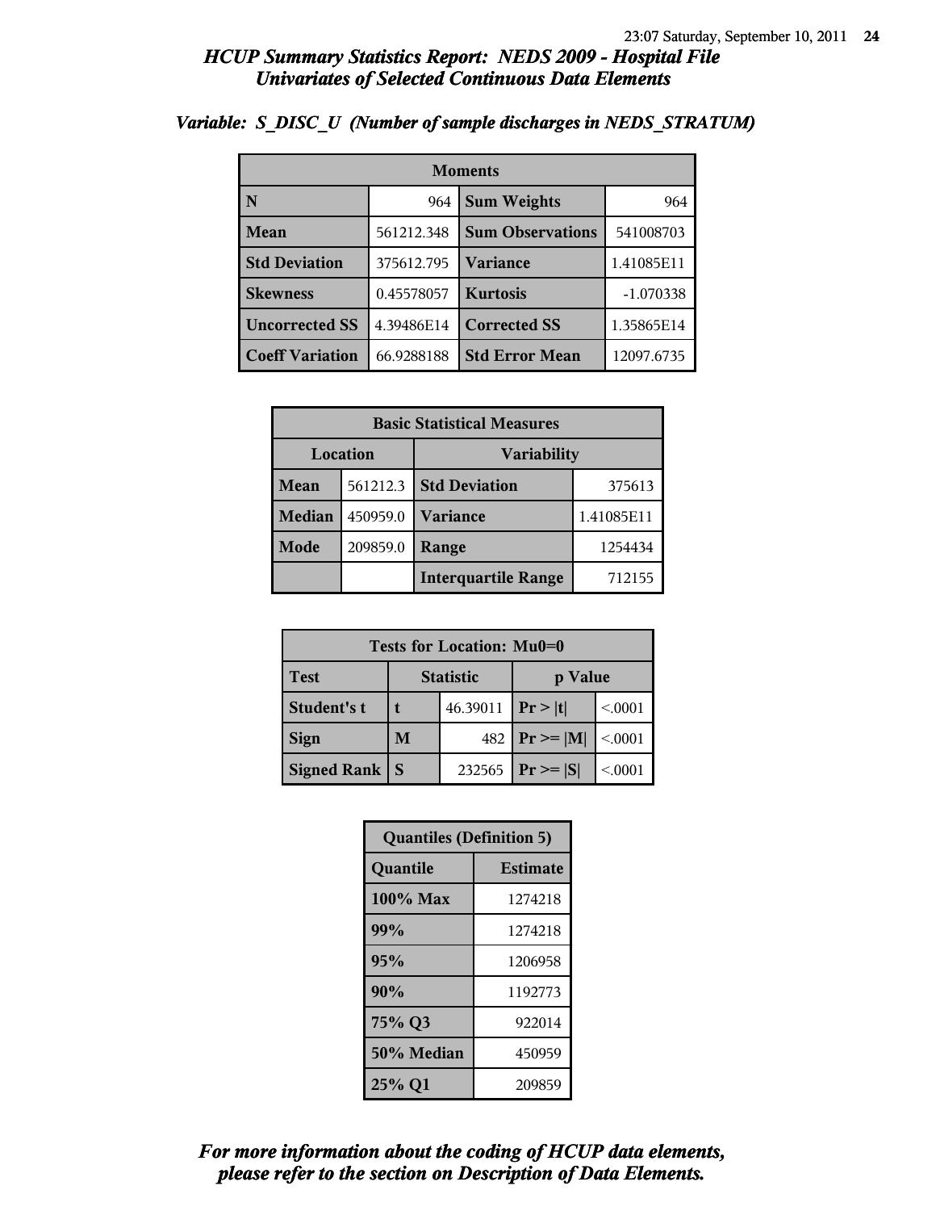## HCUP Summary Statistics Report: NEDS 2009 - Hospital File
## Univariates of Selected Continuous Data Elements

### Variable: S_DISC_U (Number of sample discharges in NEDS_STRATUM)

| Moments | | | |
|---|---|---|---|
| N | 964 | Sum Weights | 964 |
| Mean | 561212.348 | Sum Observations | 541008703 |
| Std Deviation | 375612.795 | Variance | 1.41085E11 |
| Skewness | 0.45578057 | Kurtosis | -1.070338 |
| Uncorrected SS | 4.39486E14 | Corrected SS | 1.35865E14 |
| Coeff Variation | 66.9288188 | Std Error Mean | 12097.6735 |

| Basic Statistical Measures | | | |
|---|---|---|---|
| Location | | Variability | |
| Mean | 561212.3 | Std Deviation | 375613 |
| Median | 450959.0 | Variance | 1.41085E11 |
| Mode | 209859.0 | Range | 1254434 |
| | | Interquartile Range | 712155 |

| Tests for Location: Mu0=0 | | | | |
|---|---|---|---|---|
| Test | Statistic | | p Value | |
| Student's t | t | 46.39011 | Pr > \|t\| | <.0001 |
| Sign | M | 482 | Pr >= \|M\| | <.0001 |
| Signed Rank | S | 232565 | Pr >= \|S\| | <.0001 |

| Quantiles (Definition 5) | |
|---|---|
| Quantile | Estimate |
| 100% Max | 1274218 |
| 99% | 1274218 |
| 95% | 1206958 |
| 90% | 1192773 |
| 75% Q3 | 922014 |
| 50% Median | 450959 |
| 25% Q1 | 209859 |

*For more information about the coding of HCUP data elements, please refer to the section on Description of Data Elements.*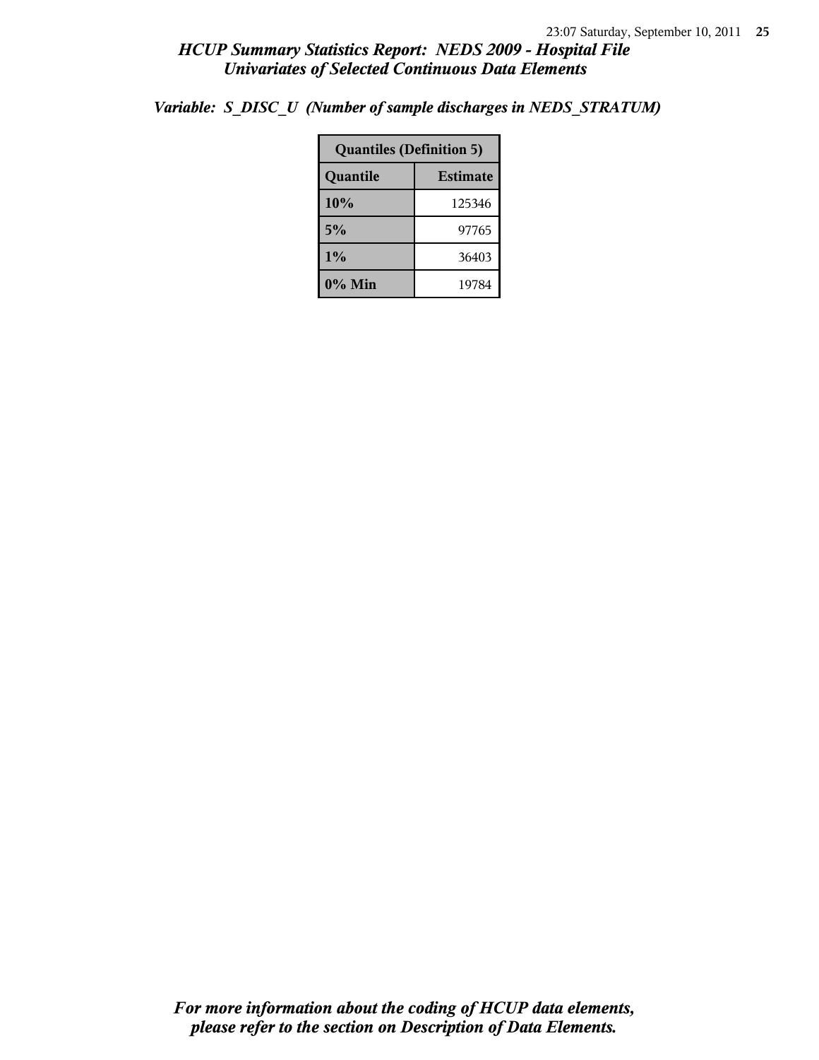# HCUP Summary Statistics Report: NEDS 2009 - Hospital File
## Univariates of Selected Continuous Data Elements

### *Variable: S_DISC_U (Number of sample discharges in NEDS_STRATUM)*

| Quantiles (Definition 5) | |
|---|---|
| **Quantile** | **Estimate** |
| 10% | 125346 |
| 5% | 97765 |
| 1% | 36403 |
| 0% Min | 19784 |

*For more information about the coding of HCUP data elements, please refer to the section on Description of Data Elements.*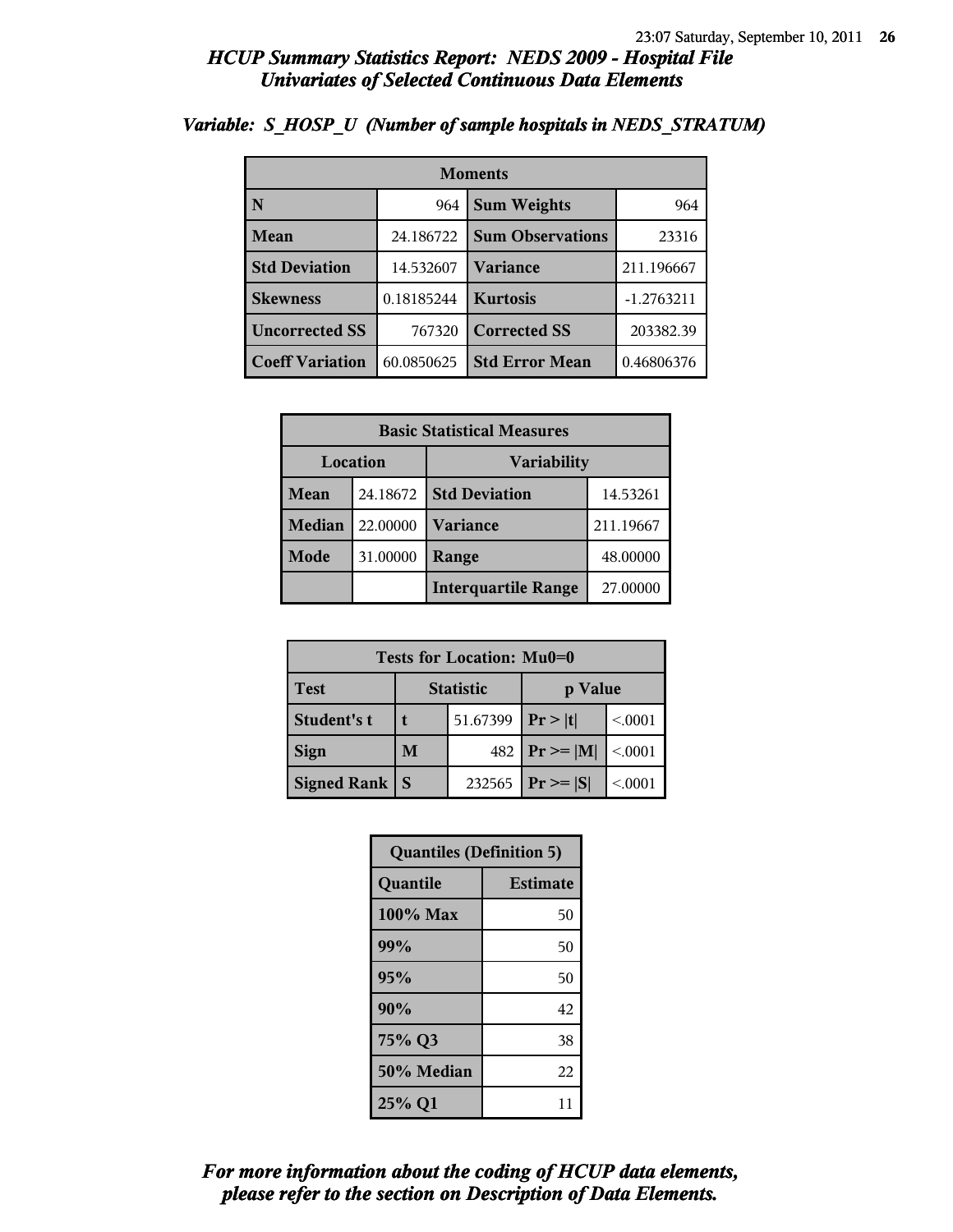## HCUP Summary Statistics Report: NEDS 2009 - Hospital File
## Univariates of Selected Continuous Data Elements

### Variable: S_HOSP_U (Number of sample hospitals in NEDS_STRATUM)

| Moments | | | |
|---|---|---|---|
| **N** | 964 | **Sum Weights** | 964 |
| **Mean** | 24.186722 | **Sum Observations** | 23316 |
| **Std Deviation** | 14.532607 | **Variance** | 211.196667 |
| **Skewness** | 0.18185244 | **Kurtosis** | -1.2763211 |
| **Uncorrected SS** | 767320 | **Corrected SS** | 203382.39 |
| **Coeff Variation** | 60.0850625 | **Std Error Mean** | 0.46806376 |

| Basic Statistical Measures | | | |
|---|---|---|---|
| **Location** | | **Variability** | |
| **Mean** | 24.18672 | **Std Deviation** | 14.53261 |
| **Median** | 22.00000 | **Variance** | 211.19667 |
| **Mode** | 31.00000 | **Range** | 48.00000 |
| | | **Interquartile Range** | 27.00000 |

| Tests for Location: Mu0=0 | | | | |
|---|---|---|---|---|
| **Test** | **Statistic** | | **p Value** | |
| **Student's t** | **t** | 51.67399 | **Pr > \|t\|** | <.0001 |
| **Sign** | **M** | 482 | **Pr >= \|M\|** | <.0001 |
| **Signed Rank** | **S** | 232565 | **Pr >= \|S\|** | <.0001 |

| Quantiles (Definition 5) | |
|---|---|
| **Quantile** | **Estimate** |
| **100% Max** | 50 |
| **99%** | 50 |
| **95%** | 50 |
| **90%** | 42 |
| **75% Q3** | 38 |
| **50% Median** | 22 |
| **25% Q1** | 11 |

*For more information about the coding of HCUP data elements, please refer to the section on Description of Data Elements.*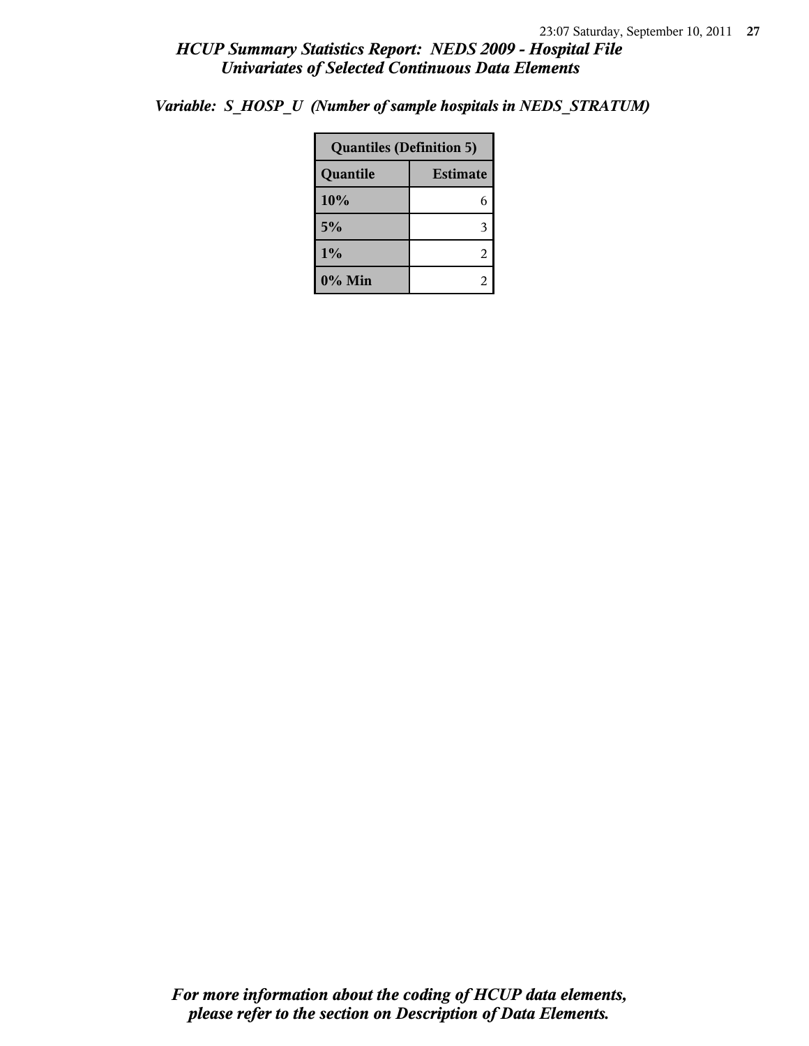*Variable: S_HOSP_U (Number of sample hospitals in NEDS_STRATUM)*

| Quantiles (Definition 5) | |
|---|---|
| **Quantile** | **Estimate** |
| **10%** | 6 |
| **5%** | 3 |
| **1%** | 2 |
| **0% Min** | 2 |

***For more information about the coding of HCUP data elements, please refer to the section on Description of Data Elements.***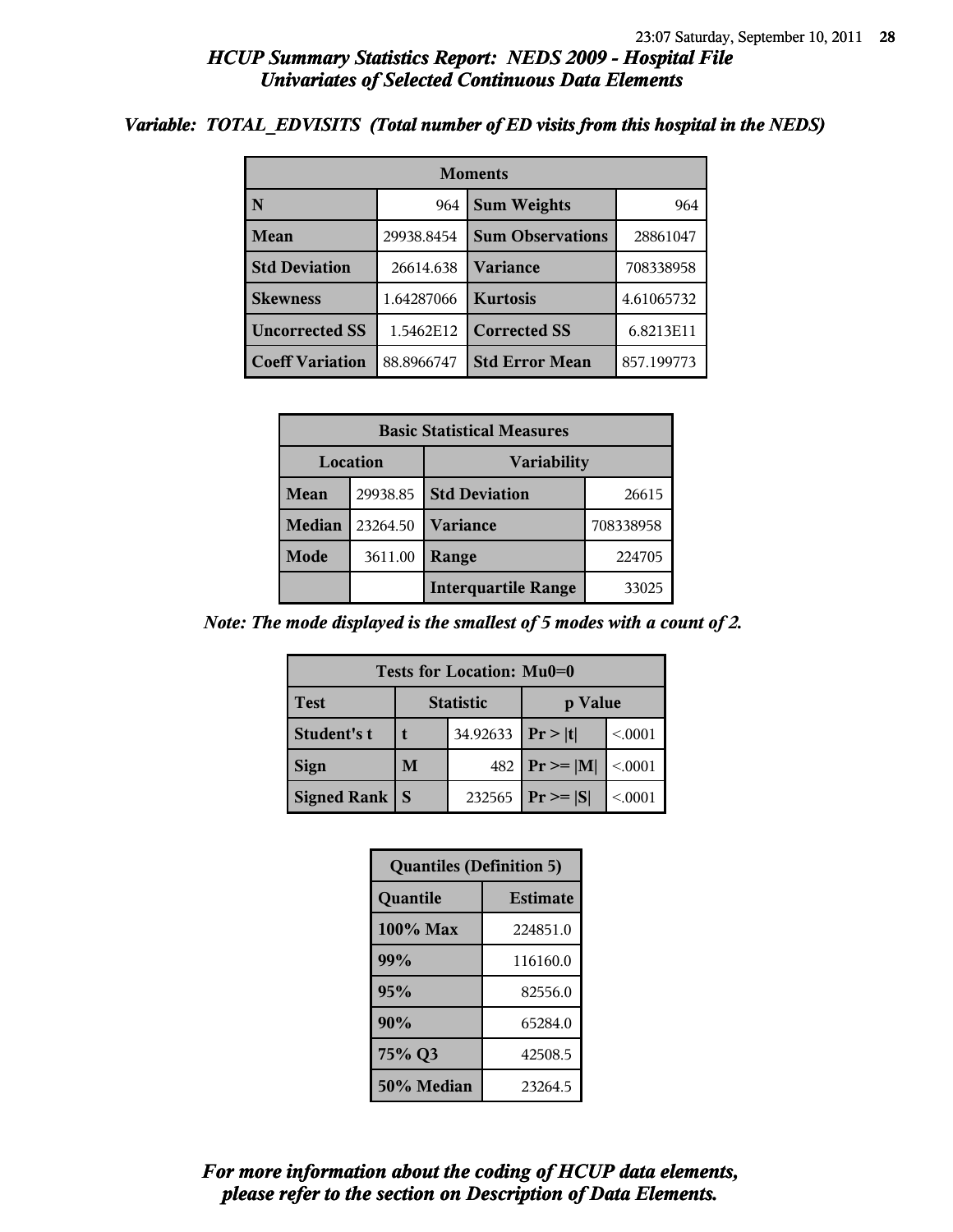## HCUP Summary Statistics Report: NEDS 2009 - Hospital File
## Univariates of Selected Continuous Data Elements

### Variable: TOTAL_EDVISITS (Total number of ED visits from this hospital in the NEDS)

| Moments | | | |
|---|---|---|---|
| **N** | 964 | **Sum Weights** | 964 |
| **Mean** | 29938.8454 | **Sum Observations** | 28861047 |
| **Std Deviation** | 26614.638 | **Variance** | 708338958 |
| **Skewness** | 1.64287066 | **Kurtosis** | 4.61065732 |
| **Uncorrected SS** | 1.5462E12 | **Corrected SS** | 6.8213E11 |
| **Coeff Variation** | 88.8966747 | **Std Error Mean** | 857.199773 |

| Basic Statistical Measures | | | |
|---|---|---|---|
| Location | | Variability | |
| **Mean** | 29938.85 | **Std Deviation** | 26615 |
| **Median** | 23264.50 | **Variance** | 708338958 |
| **Mode** | 3611.00 | **Range** | 224705 |
| | | **Interquartile Range** | 33025 |

*Note: The mode displayed is the smallest of 5 modes with a count of 2.*

| Tests for Location: Mu0=0 | | | | |
|---|---|---|---|---|
| **Test** | **Statistic** | | **p Value** | |
| **Student's t** | **t** | 34.92633 | **Pr > \|t\|** | <.0001 |
| **Sign** | **M** | 482 | **Pr >= \|M\|** | <.0001 |
| **Signed Rank** | **S** | 232565 | **Pr >= \|S\|** | <.0001 |

| Quantiles (Definition 5) | |
|---|---|
| **Quantile** | **Estimate** |
| **100% Max** | 224851.0 |
| **99%** | 116160.0 |
| **95%** | 82556.0 |
| **90%** | 65284.0 |
| **75% Q3** | 42508.5 |
| **50% Median** | 23264.5 |

*For more information about the coding of HCUP data elements, please refer to the section on Description of Data Elements.*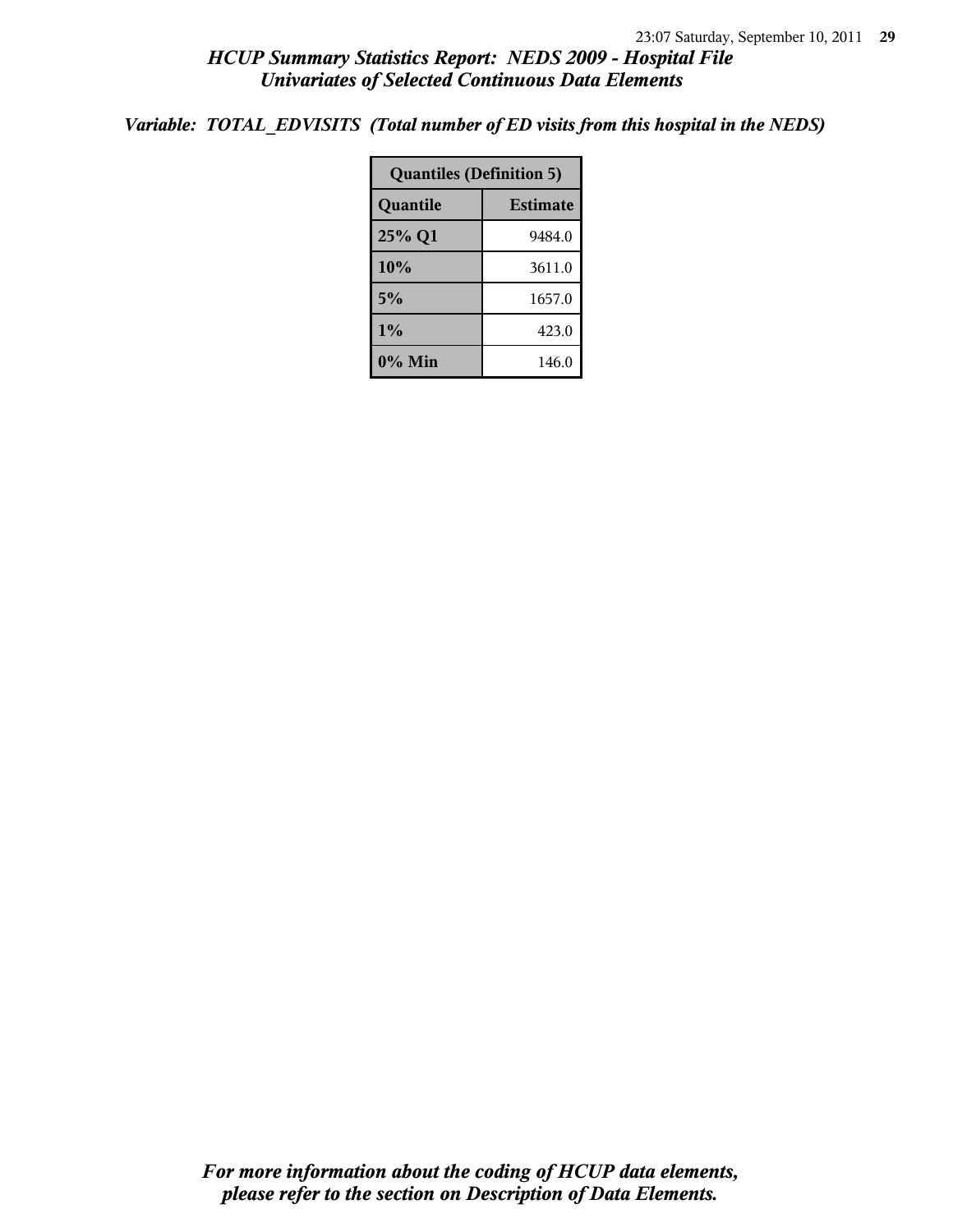*HCUP Summary Statistics Report: NEDS 2009 - Hospital File*
*Univariates of Selected Continuous Data Elements*

*Variable: TOTAL_EDVISITS (Total number of ED visits from this hospital in the NEDS)*

| Quantiles (Definition 5) | |
|---|---|
| **Quantile** | **Estimate** |
| **25% Q1** | 9484.0 |
| **10%** | 3611.0 |
| **5%** | 1657.0 |
| **1%** | 423.0 |
| **0% Min** | 146.0 |

*For more information about the coding of HCUP data elements, please refer to the section on Description of Data Elements.*